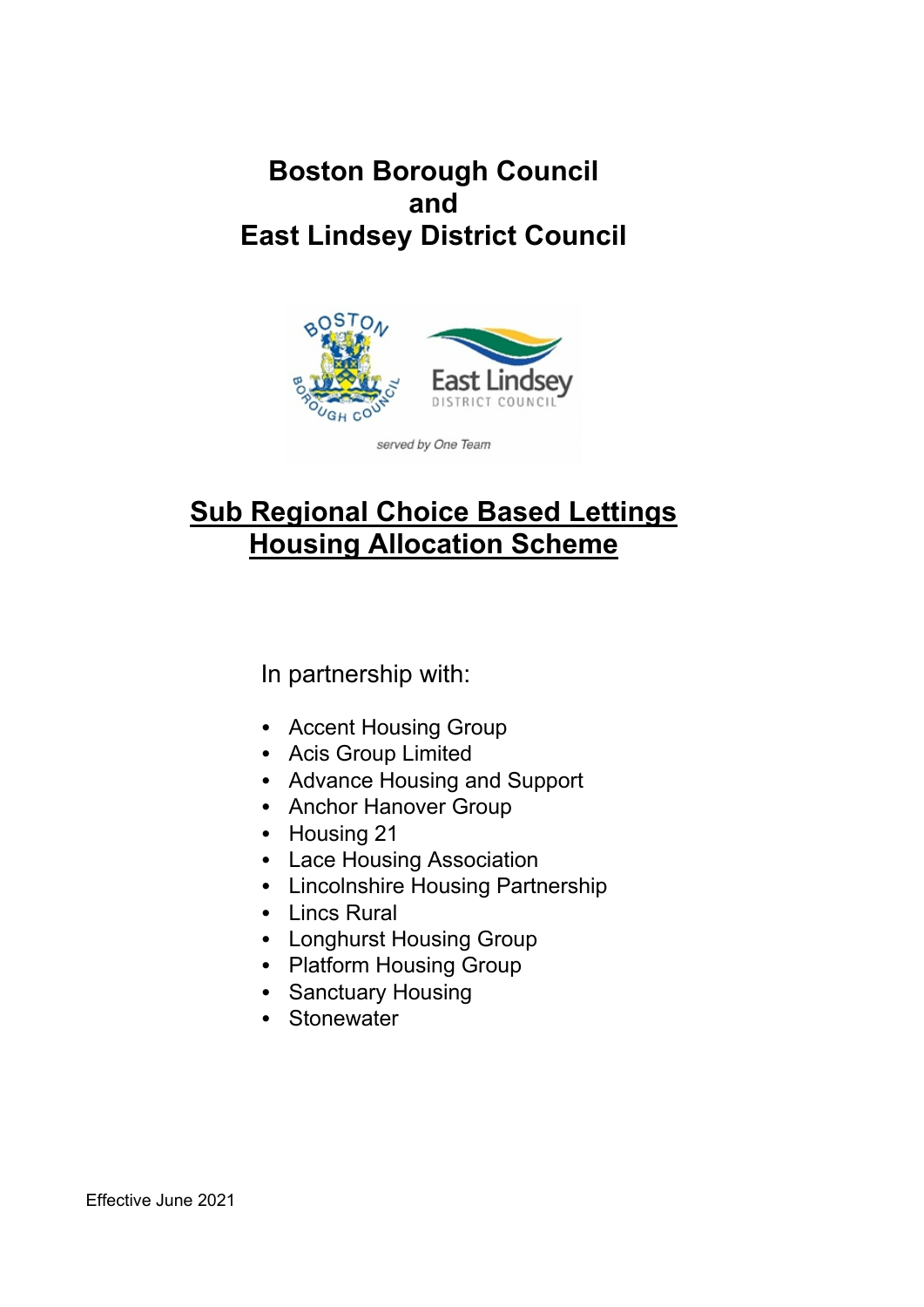# Boston Borough Council
# and
# East Lindsey District Council

## Sub Regional Choice Based Lettings Housing Allocation Scheme

In partnership with:

- Accent Housing Group
- Acis Group Limited
- Advance Housing and Support
- Anchor Hanover Group
- Housing 21
- Lace Housing Association
- Lincolnshire Housing Partnership
- Lincs Rural
- Longhurst Housing Group
- Platform Housing Group
- Sanctuary Housing
- Stonewater

Effective June 2021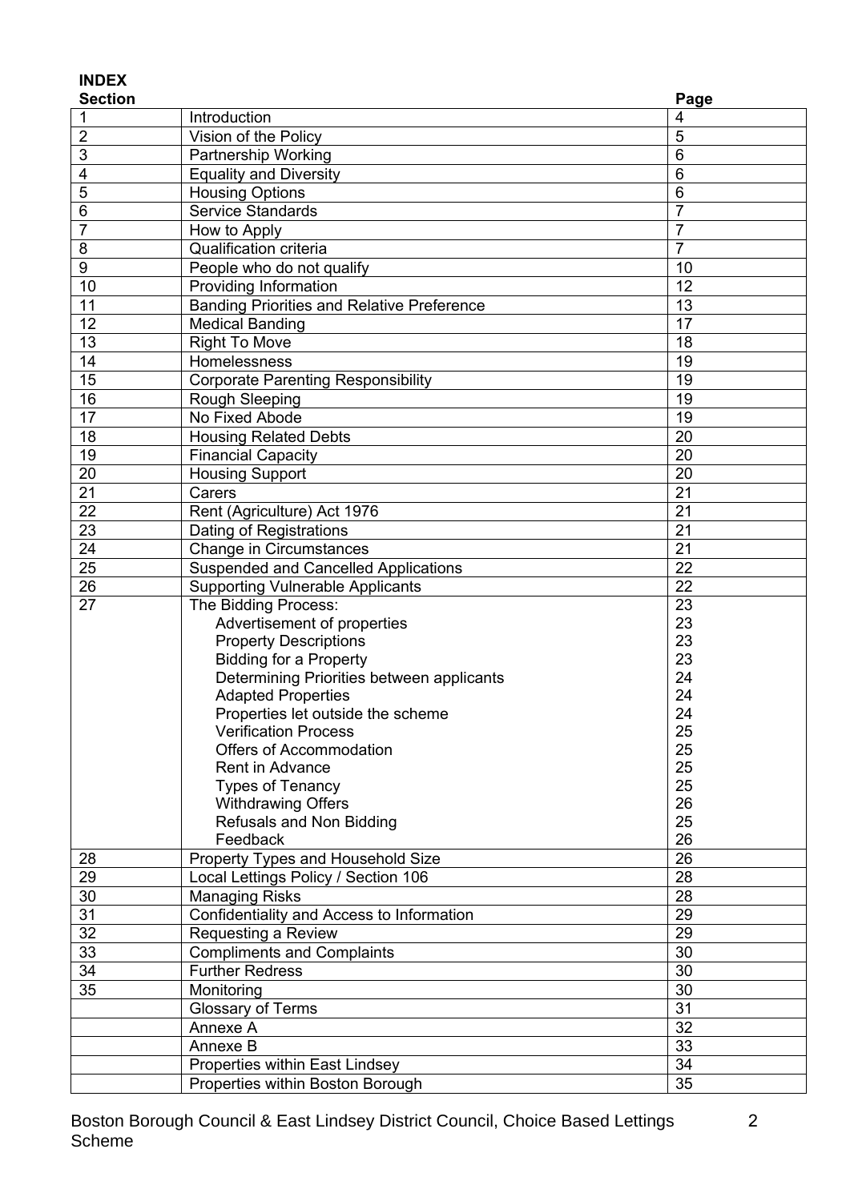# INDEX

| Section | | Page |
|---|---|---|
| 1 | Introduction | 4 |
| 2 | Vision of the Policy | 5 |
| 3 | Partnership Working | 6 |
| 4 | Equality and Diversity | 6 |
| 5 | Housing Options | 6 |
| 6 | Service Standards | 7 |
| 7 | How to Apply | 7 |
| 8 | Qualification criteria | 7 |
| 9 | People who do not qualify | 10 |
| 10 | Providing Information | 12 |
| 11 | Banding Priorities and Relative Preference | 13 |
| 12 | Medical Banding | 17 |
| 13 | Right To Move | 18 |
| 14 | Homelessness | 19 |
| 15 | Corporate Parenting Responsibility | 19 |
| 16 | Rough Sleeping | 19 |
| 17 | No Fixed Abode | 19 |
| 18 | Housing Related Debts | 20 |
| 19 | Financial Capacity | 20 |
| 20 | Housing Support | 20 |
| 21 | Carers | 21 |
| 22 | Rent (Agriculture) Act 1976 | 21 |
| 23 | Dating of Registrations | 21 |
| 24 | Change in Circumstances | 21 |
| 25 | Suspended and Cancelled Applications | 22 |
| 26 | Supporting Vulnerable Applicants | 22 |
| 27 | The Bidding Process:<br>Advertisement of properties<br>Property Descriptions<br>Bidding for a Property<br>Determining Priorities between applicants<br>Adapted Properties<br>Properties let outside the scheme<br>Verification Process<br>Offers of Accommodation<br>Rent in Advance<br>Types of Tenancy<br>Withdrawing Offers<br>Refusals and Non Bidding<br>Feedback | 23<br>23<br>23<br>23<br>24<br>24<br>24<br>25<br>25<br>25<br>25<br>26<br>25<br>26 |
| 28 | Property Types and Household Size | 26 |
| 29 | Local Lettings Policy / Section 106 | 28 |
| 30 | Managing Risks | 28 |
| 31 | Confidentiality and Access to Information | 29 |
| 32 | Requesting a Review | 29 |
| 33 | Compliments and Complaints | 30 |
| 34 | Further Redress | 30 |
| 35 | Monitoring | 30 |
| | Glossary of Terms | 31 |
| | Annexe A | 32 |
| | Annexe B | 33 |
| | Properties within East Lindsey | 34 |
| | Properties within Boston Borough | 35 |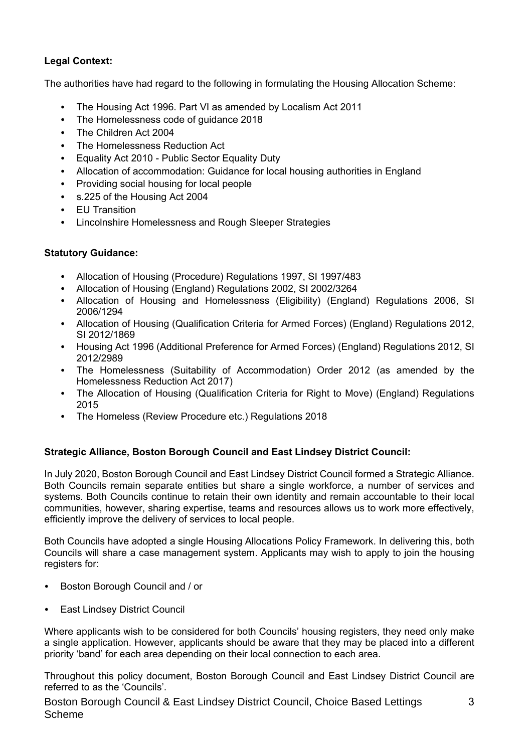**Legal Context:**

The authorities have had regard to the following in formulating the Housing Allocation Scheme:

- The Housing Act 1996. Part VI as amended by Localism Act 2011
- The Homelessness code of guidance 2018
- The Children Act 2004
- The Homelessness Reduction Act
- Equality Act 2010 - Public Sector Equality Duty
- Allocation of accommodation: Guidance for local housing authorities in England
- Providing social housing for local people
- s.225 of the Housing Act 2004
- EU Transition
- Lincolnshire Homelessness and Rough Sleeper Strategies

**Statutory Guidance:**

- Allocation of Housing (Procedure) Regulations 1997, SI 1997/483
- Allocation of Housing (England) Regulations 2002, SI 2002/3264
- Allocation of Housing and Homelessness (Eligibility) (England) Regulations 2006, SI 2006/1294
- Allocation of Housing (Qualification Criteria for Armed Forces) (England) Regulations 2012, SI 2012/1869
- Housing Act 1996 (Additional Preference for Armed Forces) (England) Regulations 2012, SI 2012/2989
- The Homelessness (Suitability of Accommodation) Order 2012 (as amended by the Homelessness Reduction Act 2017)
- The Allocation of Housing (Qualification Criteria for Right to Move) (England) Regulations 2015
- The Homeless (Review Procedure etc.) Regulations 2018

**Strategic Alliance, Boston Borough Council and East Lindsey District Council:**

In July 2020, Boston Borough Council and East Lindsey District Council formed a Strategic Alliance. Both Councils remain separate entities but share a single workforce, a number of services and systems. Both Councils continue to retain their own identity and remain accountable to their local communities, however, sharing expertise, teams and resources allows us to work more effectively, efficiently improve the delivery of services to local people.

Both Councils have adopted a single Housing Allocations Policy Framework. In delivering this, both Councils will share a case management system. Applicants may wish to apply to join the housing registers for:

- Boston Borough Council and / or
- East Lindsey District Council

Where applicants wish to be considered for both Councils' housing registers, they need only make a single application. However, applicants should be aware that they may be placed into a different priority 'band' for each area depending on their local connection to each area.

Throughout this policy document, Boston Borough Council and East Lindsey District Council are referred to as the 'Councils'.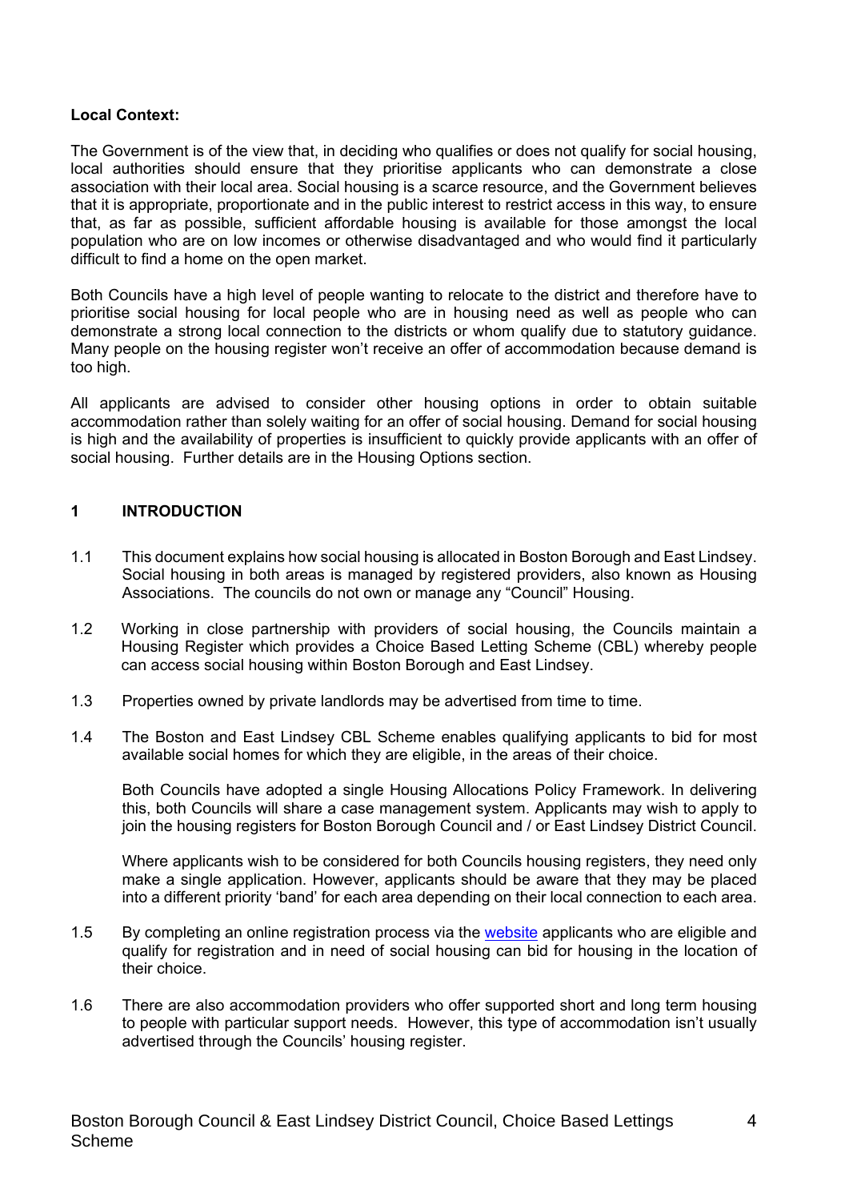**Local Context:**

The Government is of the view that, in deciding who qualifies or does not qualify for social housing, local authorities should ensure that they prioritise applicants who can demonstrate a close association with their local area. Social housing is a scarce resource, and the Government believes that it is appropriate, proportionate and in the public interest to restrict access in this way, to ensure that, as far as possible, sufficient affordable housing is available for those amongst the local population who are on low incomes or otherwise disadvantaged and who would find it particularly difficult to find a home on the open market.

Both Councils have a high level of people wanting to relocate to the district and therefore have to prioritise social housing for local people who are in housing need as well as people who can demonstrate a strong local connection to the districts or whom qualify due to statutory guidance. Many people on the housing register won't receive an offer of accommodation because demand is too high.

All applicants are advised to consider other housing options in order to obtain suitable accommodation rather than solely waiting for an offer of social housing. Demand for social housing is high and the availability of properties is insufficient to quickly provide applicants with an offer of social housing. Further details are in the Housing Options section.

## 1 INTRODUCTION

1.1 This document explains how social housing is allocated in Boston Borough and East Lindsey. Social housing in both areas is managed by registered providers, also known as Housing Associations. The councils do not own or manage any "Council" Housing.

1.2 Working in close partnership with providers of social housing, the Councils maintain a Housing Register which provides a Choice Based Letting Scheme (CBL) whereby people can access social housing within Boston Borough and East Lindsey.

1.3 Properties owned by private landlords may be advertised from time to time.

1.4 The Boston and East Lindsey CBL Scheme enables qualifying applicants to bid for most available social homes for which they are eligible, in the areas of their choice.

Both Councils have adopted a single Housing Allocations Policy Framework. In delivering this, both Councils will share a case management system. Applicants may wish to apply to join the housing registers for Boston Borough Council and / or East Lindsey District Council.

Where applicants wish to be considered for both Councils housing registers, they need only make a single application. However, applicants should be aware that they may be placed into a different priority 'band' for each area depending on their local connection to each area.

1.5 By completing an online registration process via the website applicants who are eligible and qualify for registration and in need of social housing can bid for housing in the location of their choice.

1.6 There are also accommodation providers who offer supported short and long term housing to people with particular support needs. However, this type of accommodation isn't usually advertised through the Councils' housing register.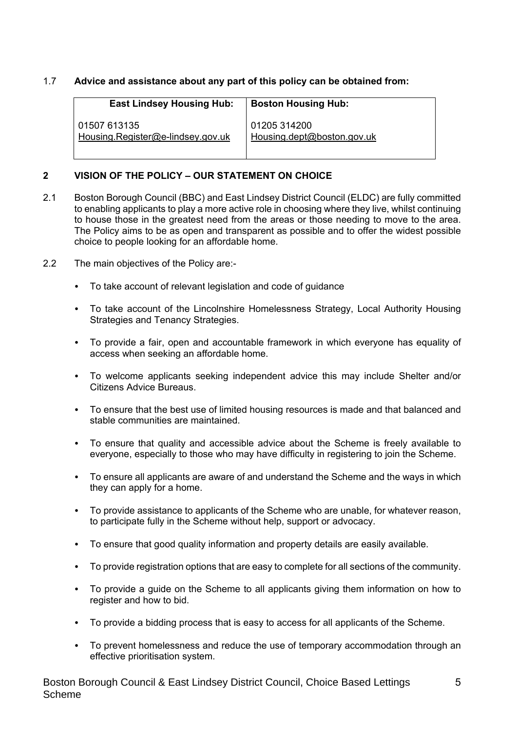1.7 **Advice and assistance about any part of this policy can be obtained from:**

| East Lindsey Housing Hub: | Boston Housing Hub: |
|---|---|
| 01507 613135<br>Housing.Register@e-lindsey.gov.uk | 01205 314200<br>Housing.dept@boston.gov.uk |

## 2 VISION OF THE POLICY – OUR STATEMENT ON CHOICE

2.1 Boston Borough Council (BBC) and East Lindsey District Council (ELDC) are fully committed to enabling applicants to play a more active role in choosing where they live, whilst continuing to house those in the greatest need from the areas or those needing to move to the area. The Policy aims to be as open and transparent as possible and to offer the widest possible choice to people looking for an affordable home.

2.2 The main objectives of the Policy are:-

- To take account of relevant legislation and code of guidance
- To take account of the Lincolnshire Homelessness Strategy, Local Authority Housing Strategies and Tenancy Strategies.
- To provide a fair, open and accountable framework in which everyone has equality of access when seeking an affordable home.
- To welcome applicants seeking independent advice this may include Shelter and/or Citizens Advice Bureaus.
- To ensure that the best use of limited housing resources is made and that balanced and stable communities are maintained.
- To ensure that quality and accessible advice about the Scheme is freely available to everyone, especially to those who may have difficulty in registering to join the Scheme.
- To ensure all applicants are aware of and understand the Scheme and the ways in which they can apply for a home.
- To provide assistance to applicants of the Scheme who are unable, for whatever reason, to participate fully in the Scheme without help, support or advocacy.
- To ensure that good quality information and property details are easily available.
- To provide registration options that are easy to complete for all sections of the community.
- To provide a guide on the Scheme to all applicants giving them information on how to register and how to bid.
- To provide a bidding process that is easy to access for all applicants of the Scheme.
- To prevent homelessness and reduce the use of temporary accommodation through an effective prioritisation system.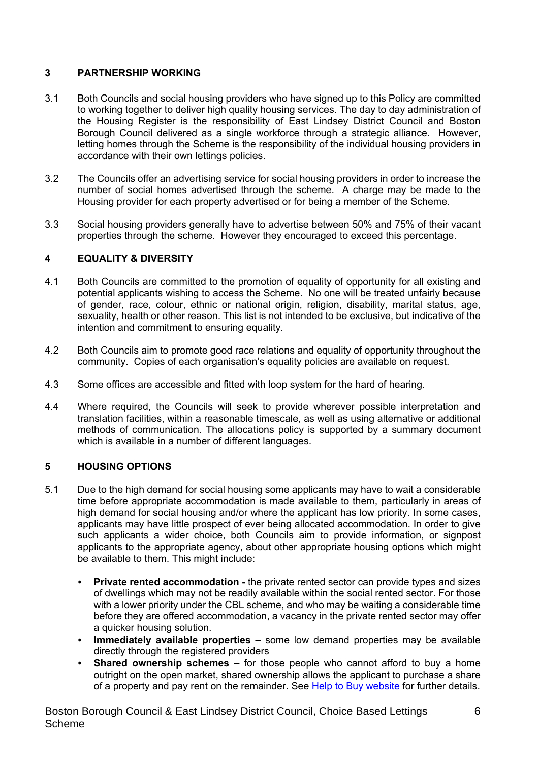## 3 PARTNERSHIP WORKING

3.1 Both Councils and social housing providers who have signed up to this Policy are committed to working together to deliver high quality housing services. The day to day administration of the Housing Register is the responsibility of East Lindsey District Council and Boston Borough Council delivered as a single workforce through a strategic alliance. However, letting homes through the Scheme is the responsibility of the individual housing providers in accordance with their own lettings policies.

3.2 The Councils offer an advertising service for social housing providers in order to increase the number of social homes advertised through the scheme. A charge may be made to the Housing provider for each property advertised or for being a member of the Scheme.

3.3 Social housing providers generally have to advertise between 50% and 75% of their vacant properties through the scheme. However they encouraged to exceed this percentage.

## 4 EQUALITY & DIVERSITY

4.1 Both Councils are committed to the promotion of equality of opportunity for all existing and potential applicants wishing to access the Scheme. No one will be treated unfairly because of gender, race, colour, ethnic or national origin, religion, disability, marital status, age, sexuality, health or other reason. This list is not intended to be exclusive, but indicative of the intention and commitment to ensuring equality.

4.2 Both Councils aim to promote good race relations and equality of opportunity throughout the community. Copies of each organisation's equality policies are available on request.

4.3 Some offices are accessible and fitted with loop system for the hard of hearing.

4.4 Where required, the Councils will seek to provide wherever possible interpretation and translation facilities, within a reasonable timescale, as well as using alternative or additional methods of communication. The allocations policy is supported by a summary document which is available in a number of different languages.

## 5 HOUSING OPTIONS

5.1 Due to the high demand for social housing some applicants may have to wait a considerable time before appropriate accommodation is made available to them, particularly in areas of high demand for social housing and/or where the applicant has low priority. In some cases, applicants may have little prospect of ever being allocated accommodation. In order to give such applicants a wider choice, both Councils aim to provide information, or signpost applicants to the appropriate agency, about other appropriate housing options which might be available to them. This might include:

- **Private rented accommodation -** the private rented sector can provide types and sizes of dwellings which may not be readily available within the social rented sector. For those with a lower priority under the CBL scheme, and who may be waiting a considerable time before they are offered accommodation, a vacancy in the private rented sector may offer a quicker housing solution.
- **Immediately available properties –** some low demand properties may be available directly through the registered providers
- **Shared ownership schemes –** for those people who cannot afford to buy a home outright on the open market, shared ownership allows the applicant to purchase a share of a property and pay rent on the remainder. See Help to Buy website for further details.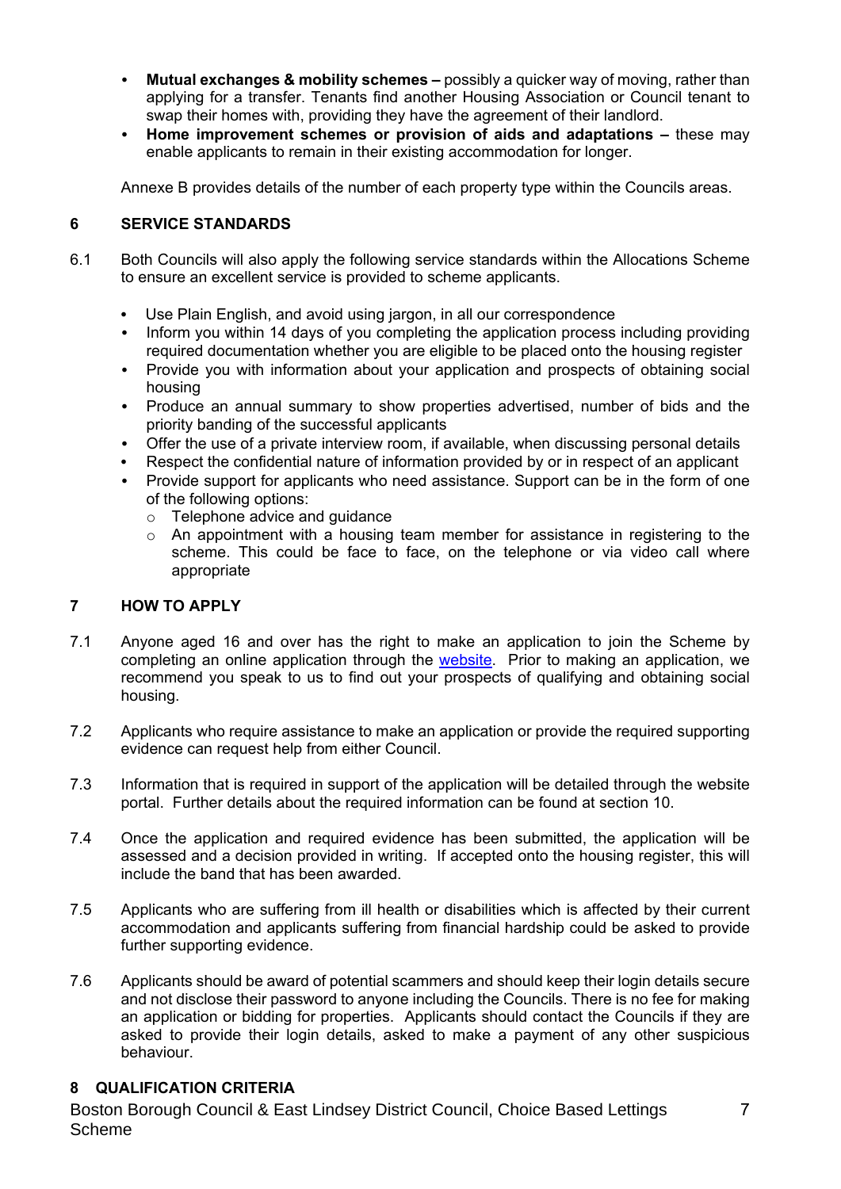- **Mutual exchanges & mobility schemes –** possibly a quicker way of moving, rather than applying for a transfer. Tenants find another Housing Association or Council tenant to swap their homes with, providing they have the agreement of their landlord.
- **Home improvement schemes or provision of aids and adaptations –** these may enable applicants to remain in their existing accommodation for longer.

Annexe B provides details of the number of each property type within the Councils areas.

## 6 SERVICE STANDARDS

6.1 Both Councils will also apply the following service standards within the Allocations Scheme to ensure an excellent service is provided to scheme applicants.

- Use Plain English, and avoid using jargon, in all our correspondence
- Inform you within 14 days of you completing the application process including providing required documentation whether you are eligible to be placed onto the housing register
- Provide you with information about your application and prospects of obtaining social housing
- Produce an annual summary to show properties advertised, number of bids and the priority banding of the successful applicants
- Offer the use of a private interview room, if available, when discussing personal details
- Respect the confidential nature of information provided by or in respect of an applicant
- Provide support for applicants who need assistance. Support can be in the form of one of the following options:
  - Telephone advice and guidance
  - An appointment with a housing team member for assistance in registering to the scheme. This could be face to face, on the telephone or via video call where appropriate

## 7 HOW TO APPLY

7.1 Anyone aged 16 and over has the right to make an application to join the Scheme by completing an online application through the website. Prior to making an application, we recommend you speak to us to find out your prospects of qualifying and obtaining social housing.

7.2 Applicants who require assistance to make an application or provide the required supporting evidence can request help from either Council.

7.3 Information that is required in support of the application will be detailed through the website portal. Further details about the required information can be found at section 10.

7.4 Once the application and required evidence has been submitted, the application will be assessed and a decision provided in writing. If accepted onto the housing register, this will include the band that has been awarded.

7.5 Applicants who are suffering from ill health or disabilities which is affected by their current accommodation and applicants suffering from financial hardship could be asked to provide further supporting evidence.

7.6 Applicants should be award of potential scammers and should keep their login details secure and not disclose their password to anyone including the Councils. There is no fee for making an application or bidding for properties. Applicants should contact the Councils if they are asked to provide their login details, asked to make a payment of any other suspicious behaviour.

## 8 QUALIFICATION CRITERIA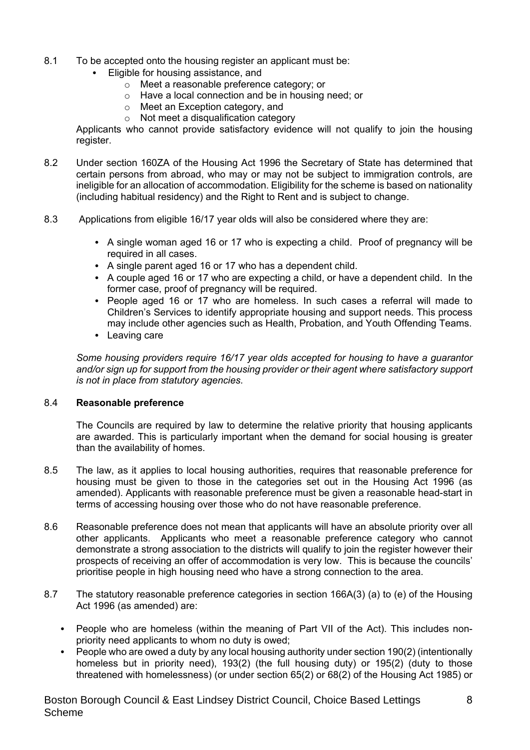8.1 To be accepted onto the housing register an applicant must be:

- Eligible for housing assistance, and
  - Meet a reasonable preference category; or
  - Have a local connection and be in housing need; or
  - Meet an Exception category, and
  - Not meet a disqualification category

Applicants who cannot provide satisfactory evidence will not qualify to join the housing register.

8.2 Under section 160ZA of the Housing Act 1996 the Secretary of State has determined that certain persons from abroad, who may or may not be subject to immigration controls, are ineligible for an allocation of accommodation. Eligibility for the scheme is based on nationality (including habitual residency) and the Right to Rent and is subject to change.

8.3 Applications from eligible 16/17 year olds will also be considered where they are:

- A single woman aged 16 or 17 who is expecting a child. Proof of pregnancy will be required in all cases.
- A single parent aged 16 or 17 who has a dependent child.
- A couple aged 16 or 17 who are expecting a child, or have a dependent child. In the former case, proof of pregnancy will be required.
- People aged 16 or 17 who are homeless. In such cases a referral will made to Children's Services to identify appropriate housing and support needs. This process may include other agencies such as Health, Probation, and Youth Offending Teams.
- Leaving care

*Some housing providers require 16/17 year olds accepted for housing to have a guarantor and/or sign up for support from the housing provider or their agent where satisfactory support is not in place from statutory agencies.*

### 8.4 Reasonable preference

The Councils are required by law to determine the relative priority that housing applicants are awarded. This is particularly important when the demand for social housing is greater than the availability of homes.

8.5 The law, as it applies to local housing authorities, requires that reasonable preference for housing must be given to those in the categories set out in the Housing Act 1996 (as amended). Applicants with reasonable preference must be given a reasonable head-start in terms of accessing housing over those who do not have reasonable preference.

8.6 Reasonable preference does not mean that applicants will have an absolute priority over all other applicants. Applicants who meet a reasonable preference category who cannot demonstrate a strong association to the districts will qualify to join the register however their prospects of receiving an offer of accommodation is very low. This is because the councils' prioritise people in high housing need who have a strong connection to the area.

8.7 The statutory reasonable preference categories in section 166A(3) (a) to (e) of the Housing Act 1996 (as amended) are:

- People who are homeless (within the meaning of Part VII of the Act). This includes non-priority need applicants to whom no duty is owed;
- People who are owed a duty by any local housing authority under section 190(2) (intentionally homeless but in priority need), 193(2) (the full housing duty) or 195(2) (duty to those threatened with homelessness) (or under section 65(2) or 68(2) of the Housing Act 1985) or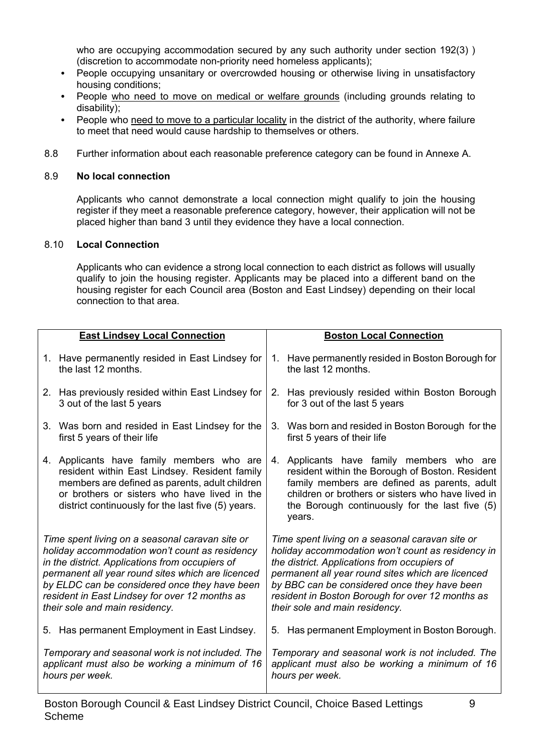who are occupying accommodation secured by any such authority under section 192(3) ) (discretion to accommodate non-priority need homeless applicants);

- People occupying unsanitary or overcrowded housing or otherwise living in unsatisfactory housing conditions;
- People who need to move on medical or welfare grounds (including grounds relating to disability);
- People who need to move to a particular locality in the district of the authority, where failure to meet that need would cause hardship to themselves or others.

8.8 Further information about each reasonable preference category can be found in Annexe A.

### 8.9 No local connection

Applicants who cannot demonstrate a local connection might qualify to join the housing register if they meet a reasonable preference category, however, their application will not be placed higher than band 3 until they evidence they have a local connection.

### 8.10 Local Connection

Applicants who can evidence a strong local connection to each district as follows will usually qualify to join the housing register. Applicants may be placed into a different band on the housing register for each Council area (Boston and East Lindsey) depending on their local connection to that area.

| **East Lindsey Local Connection** | **Boston Local Connection** |
|---|---|
| 1. Have permanently resided in East Lindsey for the last 12 months. | 1. Have permanently resided in Boston Borough for the last 12 months. |
| 2. Has previously resided within East Lindsey for 3 out of the last 5 years | 2. Has previously resided within Boston Borough for 3 out of the last 5 years |
| 3. Was born and resided in East Lindsey for the first 5 years of their life | 3. Was born and resided in Boston Borough for the first 5 years of their life |
| 4. Applicants have family members who are resident within East Lindsey. Resident family members are defined as parents, adult children or brothers or sisters who have lived in the district continuously for the last five (5) years. | 4. Applicants have family members who are resident within the Borough of Boston. Resident family members are defined as parents, adult children or brothers or sisters who have lived in the Borough continuously for the last five (5) years. |
| *Time spent living on a seasonal caravan site or holiday accommodation won't count as residency in the district. Applications from occupiers of permanent all year round sites which are licenced by ELDC can be considered once they have been resident in East Lindsey for over 12 months as their sole and main residency.* | *Time spent living on a seasonal caravan site or holiday accommodation won't count as residency in the district. Applications from occupiers of permanent all year round sites which are licenced by BBC can be considered once they have been resident in Boston Borough for over 12 months as their sole and main residency.* |
| 5. Has permanent Employment in East Lindsey. | 5. Has permanent Employment in Boston Borough. |
| *Temporary and seasonal work is not included. The applicant must also be working a minimum of 16 hours per week.* | *Temporary and seasonal work is not included. The applicant must also be working a minimum of 16 hours per week.* |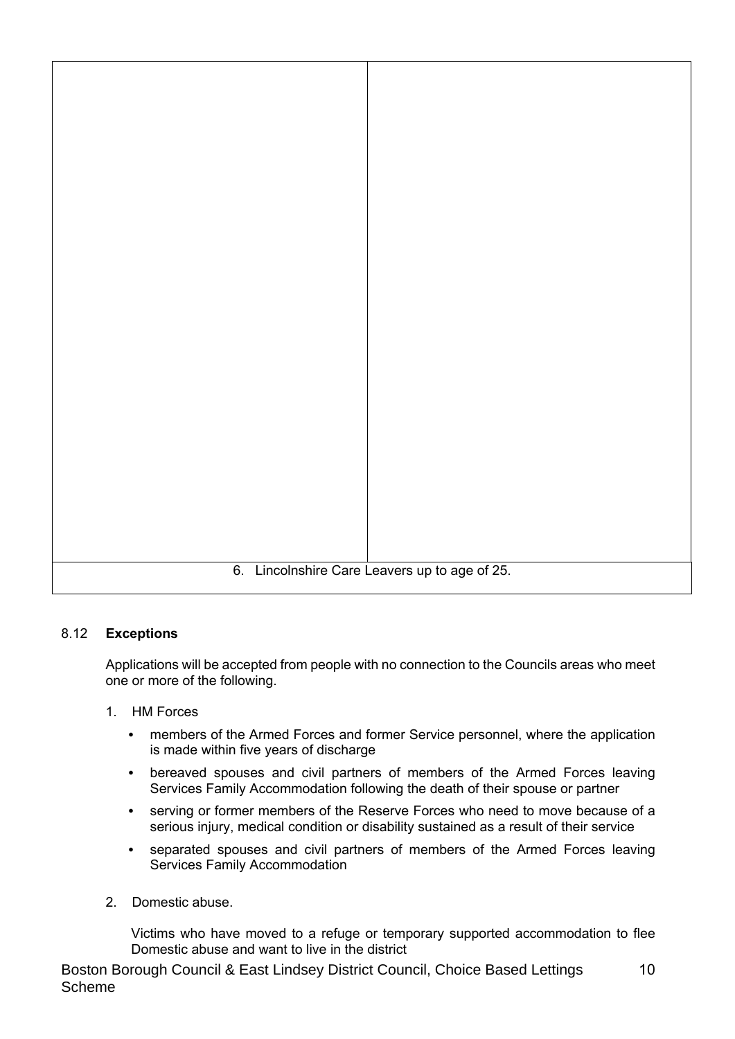| | |
|---|---|
| | |
| 6. Lincolnshire Care Leavers up to age of 25. | |

8.12 **Exceptions**

Applications will be accepted from people with no connection to the Councils areas who meet one or more of the following.

1. HM Forces
   - members of the Armed Forces and former Service personnel, where the application is made within five years of discharge
   - bereaved spouses and civil partners of members of the Armed Forces leaving Services Family Accommodation following the death of their spouse or partner
   - serving or former members of the Reserve Forces who need to move because of a serious injury, medical condition or disability sustained as a result of their service
   - separated spouses and civil partners of members of the Armed Forces leaving Services Family Accommodation

2. Domestic abuse.

   Victims who have moved to a refuge or temporary supported accommodation to flee Domestic abuse and want to live in the district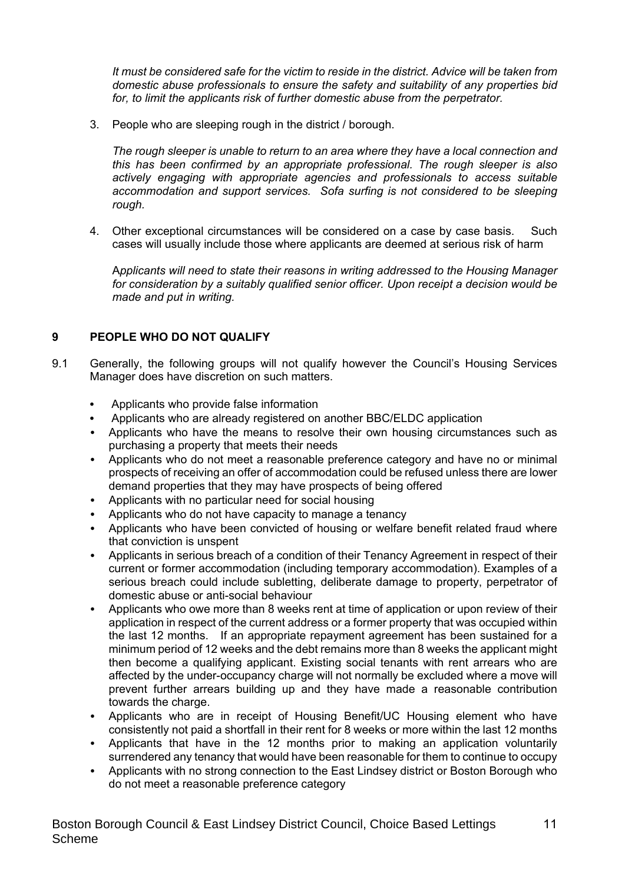*It must be considered safe for the victim to reside in the district. Advice will be taken from domestic abuse professionals to ensure the safety and suitability of any properties bid for, to limit the applicants risk of further domestic abuse from the perpetrator.*

3. People who are sleeping rough in the district / borough.

   *The rough sleeper is unable to return to an area where they have a local connection and this has been confirmed by an appropriate professional. The rough sleeper is also actively engaging with appropriate agencies and professionals to access suitable accommodation and support services. Sofa surfing is not considered to be sleeping rough.*

4. Other exceptional circumstances will be considered on a case by case basis. Such cases will usually include those where applicants are deemed at serious risk of harm

   A*pplicants will need to state their reasons in writing addressed to the Housing Manager for consideration by a suitably qualified senior officer. Upon receipt a decision would be made and put in writing.*

## 9 PEOPLE WHO DO NOT QUALIFY

9.1 Generally, the following groups will not qualify however the Council's Housing Services Manager does have discretion on such matters.

- Applicants who provide false information
- Applicants who are already registered on another BBC/ELDC application
- Applicants who have the means to resolve their own housing circumstances such as purchasing a property that meets their needs
- Applicants who do not meet a reasonable preference category and have no or minimal prospects of receiving an offer of accommodation could be refused unless there are lower demand properties that they may have prospects of being offered
- Applicants with no particular need for social housing
- Applicants who do not have capacity to manage a tenancy
- Applicants who have been convicted of housing or welfare benefit related fraud where that conviction is unspent
- Applicants in serious breach of a condition of their Tenancy Agreement in respect of their current or former accommodation (including temporary accommodation). Examples of a serious breach could include subletting, deliberate damage to property, perpetrator of domestic abuse or anti-social behaviour
- Applicants who owe more than 8 weeks rent at time of application or upon review of their application in respect of the current address or a former property that was occupied within the last 12 months. If an appropriate repayment agreement has been sustained for a minimum period of 12 weeks and the debt remains more than 8 weeks the applicant might then become a qualifying applicant. Existing social tenants with rent arrears who are affected by the under-occupancy charge will not normally be excluded where a move will prevent further arrears building up and they have made a reasonable contribution towards the charge.
- Applicants who are in receipt of Housing Benefit/UC Housing element who have consistently not paid a shortfall in their rent for 8 weeks or more within the last 12 months
- Applicants that have in the 12 months prior to making an application voluntarily surrendered any tenancy that would have been reasonable for them to continue to occupy
- Applicants with no strong connection to the East Lindsey district or Boston Borough who do not meet a reasonable preference category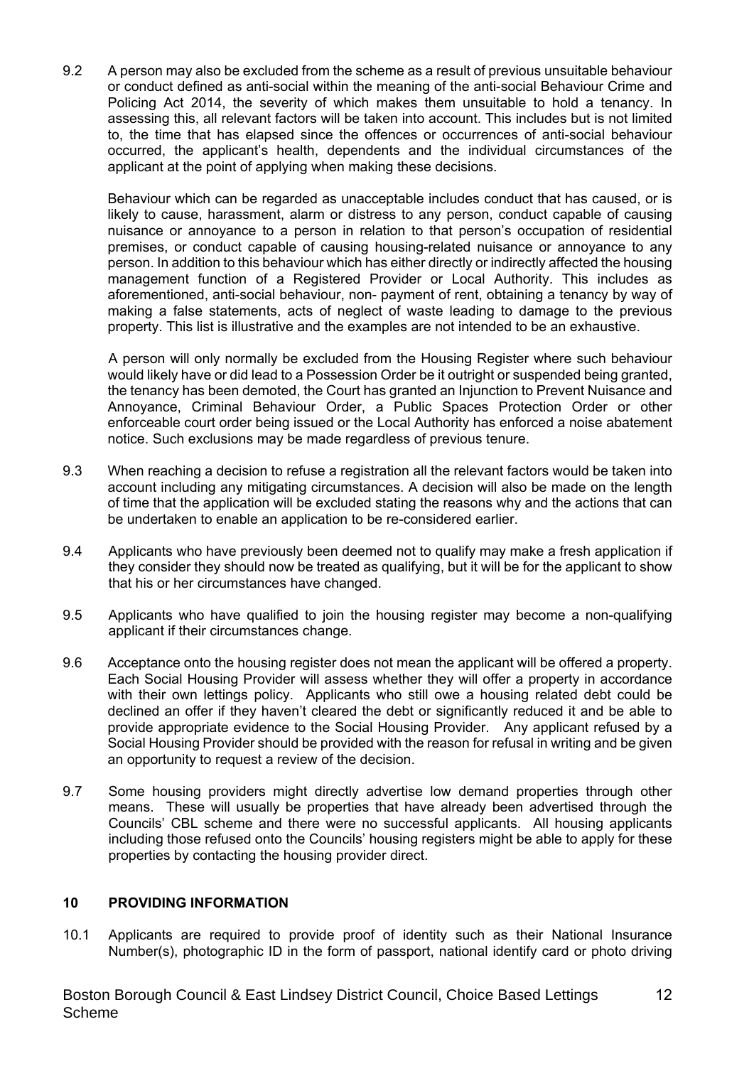9.2 A person may also be excluded from the scheme as a result of previous unsuitable behaviour or conduct defined as anti-social within the meaning of the anti-social Behaviour Crime and Policing Act 2014, the severity of which makes them unsuitable to hold a tenancy. In assessing this, all relevant factors will be taken into account. This includes but is not limited to, the time that has elapsed since the offences or occurrences of anti-social behaviour occurred, the applicant's health, dependents and the individual circumstances of the applicant at the point of applying when making these decisions.

Behaviour which can be regarded as unacceptable includes conduct that has caused, or is likely to cause, harassment, alarm or distress to any person, conduct capable of causing nuisance or annoyance to a person in relation to that person's occupation of residential premises, or conduct capable of causing housing-related nuisance or annoyance to any person. In addition to this behaviour which has either directly or indirectly affected the housing management function of a Registered Provider or Local Authority. This includes as aforementioned, anti-social behaviour, non- payment of rent, obtaining a tenancy by way of making a false statements, acts of neglect of waste leading to damage to the previous property. This list is illustrative and the examples are not intended to be an exhaustive.

A person will only normally be excluded from the Housing Register where such behaviour would likely have or did lead to a Possession Order be it outright or suspended being granted, the tenancy has been demoted, the Court has granted an Injunction to Prevent Nuisance and Annoyance, Criminal Behaviour Order, a Public Spaces Protection Order or other enforceable court order being issued or the Local Authority has enforced a noise abatement notice. Such exclusions may be made regardless of previous tenure.

9.3 When reaching a decision to refuse a registration all the relevant factors would be taken into account including any mitigating circumstances. A decision will also be made on the length of time that the application will be excluded stating the reasons why and the actions that can be undertaken to enable an application to be re-considered earlier.

9.4 Applicants who have previously been deemed not to qualify may make a fresh application if they consider they should now be treated as qualifying, but it will be for the applicant to show that his or her circumstances have changed.

9.5 Applicants who have qualified to join the housing register may become a non-qualifying applicant if their circumstances change.

9.6 Acceptance onto the housing register does not mean the applicant will be offered a property. Each Social Housing Provider will assess whether they will offer a property in accordance with their own lettings policy. Applicants who still owe a housing related debt could be declined an offer if they haven't cleared the debt or significantly reduced it and be able to provide appropriate evidence to the Social Housing Provider. Any applicant refused by a Social Housing Provider should be provided with the reason for refusal in writing and be given an opportunity to request a review of the decision.

9.7 Some housing providers might directly advertise low demand properties through other means. These will usually be properties that have already been advertised through the Councils' CBL scheme and there were no successful applicants. All housing applicants including those refused onto the Councils' housing registers might be able to apply for these properties by contacting the housing provider direct.

## 10 PROVIDING INFORMATION

10.1 Applicants are required to provide proof of identity such as their National Insurance Number(s), photographic ID in the form of passport, national identify card or photo driving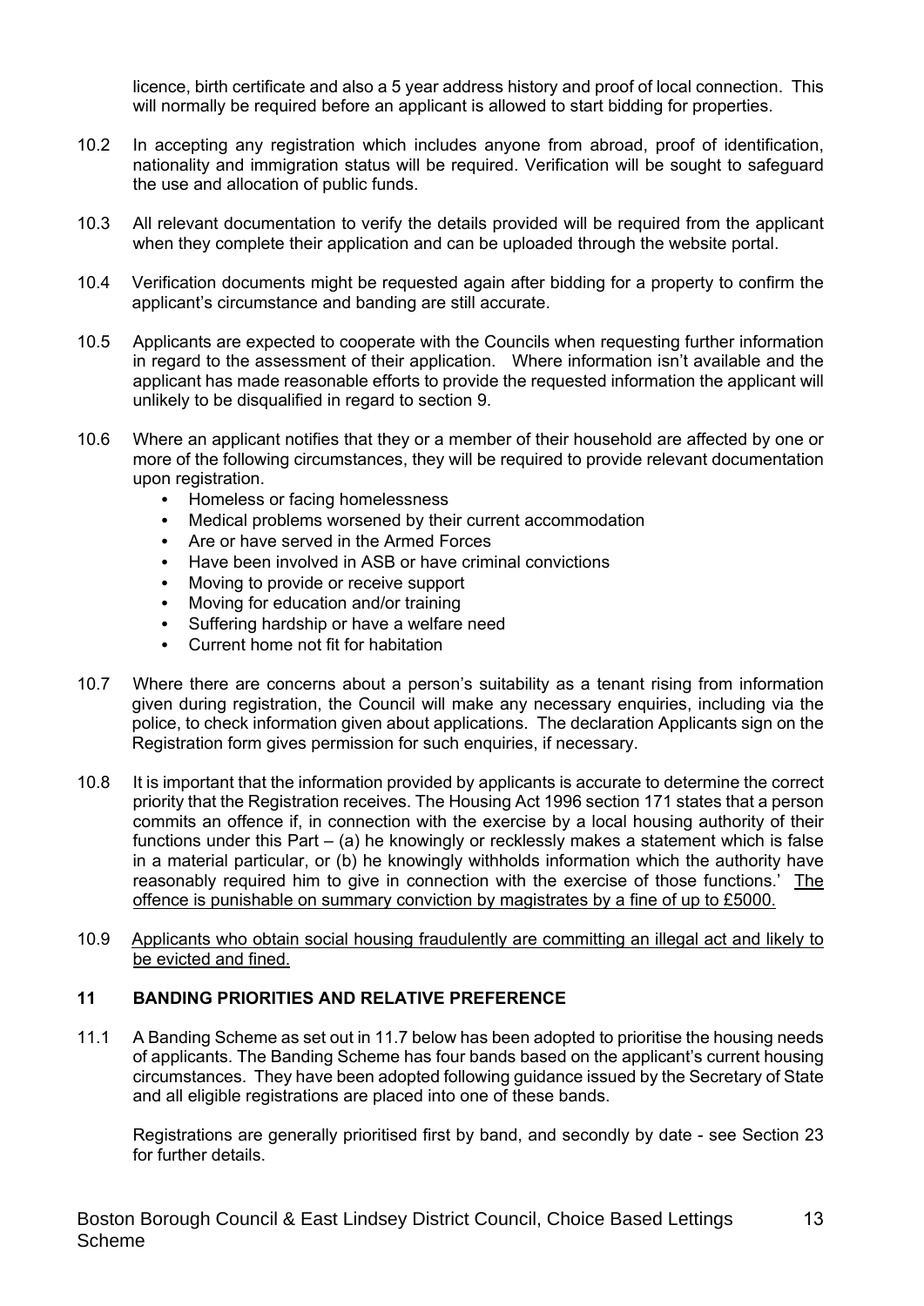licence, birth certificate and also a 5 year address history and proof of local connection. This will normally be required before an applicant is allowed to start bidding for properties.

10.2 In accepting any registration which includes anyone from abroad, proof of identification, nationality and immigration status will be required. Verification will be sought to safeguard the use and allocation of public funds.

10.3 All relevant documentation to verify the details provided will be required from the applicant when they complete their application and can be uploaded through the website portal.

10.4 Verification documents might be requested again after bidding for a property to confirm the applicant's circumstance and banding are still accurate.

10.5 Applicants are expected to cooperate with the Councils when requesting further information in regard to the assessment of their application. Where information isn't available and the applicant has made reasonable efforts to provide the requested information the applicant will unlikely to be disqualified in regard to section 9.

10.6 Where an applicant notifies that they or a member of their household are affected by one or more of the following circumstances, they will be required to provide relevant documentation upon registration.

- Homeless or facing homelessness
- Medical problems worsened by their current accommodation
- Are or have served in the Armed Forces
- Have been involved in ASB or have criminal convictions
- Moving to provide or receive support
- Moving for education and/or training
- Suffering hardship or have a welfare need
- Current home not fit for habitation

10.7 Where there are concerns about a person's suitability as a tenant rising from information given during registration, the Council will make any necessary enquiries, including via the police, to check information given about applications. The declaration Applicants sign on the Registration form gives permission for such enquiries, if necessary.

10.8 It is important that the information provided by applicants is accurate to determine the correct priority that the Registration receives. The Housing Act 1996 section 171 states that a person commits an offence if, in connection with the exercise by a local housing authority of their functions under this Part – (a) he knowingly or recklessly makes a statement which is false in a material particular, or (b) he knowingly withholds information which the authority have reasonably required him to give in connection with the exercise of those functions.' <u>The offence is punishable on summary conviction by magistrates by a fine of up to £5000.</u>

10.9 <u>Applicants who obtain social housing fraudulently are committing an illegal act and likely to be evicted and fined.</u>

## 11 BANDING PRIORITIES AND RELATIVE PREFERENCE

11.1 A Banding Scheme as set out in 11.7 below has been adopted to prioritise the housing needs of applicants. The Banding Scheme has four bands based on the applicant's current housing circumstances. They have been adopted following guidance issued by the Secretary of State and all eligible registrations are placed into one of these bands.

Registrations are generally prioritised first by band, and secondly by date - see Section 23 for further details.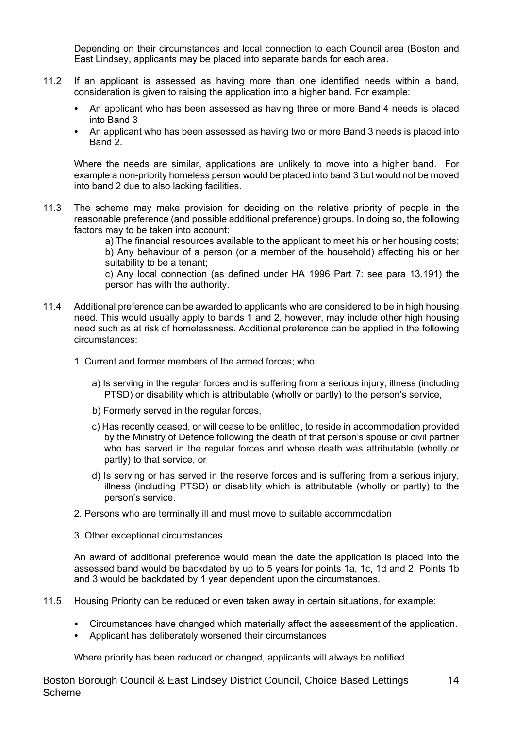Depending on their circumstances and local connection to each Council area (Boston and East Lindsey, applicants may be placed into separate bands for each area.

11.2 If an applicant is assessed as having more than one identified needs within a band, consideration is given to raising the application into a higher band. For example:

- An applicant who has been assessed as having three or more Band 4 needs is placed into Band 3
- An applicant who has been assessed as having two or more Band 3 needs is placed into Band 2.

Where the needs are similar, applications are unlikely to move into a higher band. For example a non-priority homeless person would be placed into band 3 but would not be moved into band 2 due to also lacking facilities.

11.3 The scheme may make provision for deciding on the relative priority of people in the reasonable preference (and possible additional preference) groups. In doing so, the following factors may to be taken into account:

a) The financial resources available to the applicant to meet his or her housing costs;
b) Any behaviour of a person (or a member of the household) affecting his or her suitability to be a tenant;
c) Any local connection (as defined under HA 1996 Part 7: see para 13.191) the person has with the authority.

11.4 Additional preference can be awarded to applicants who are considered to be in high housing need. This would usually apply to bands 1 and 2, however, may include other high housing need such as at risk of homelessness. Additional preference can be applied in the following circumstances:

1. Current and former members of the armed forces; who:

   a) Is serving in the regular forces and is suffering from a serious injury, illness (including PTSD) or disability which is attributable (wholly or partly) to the person's service,

   b) Formerly served in the regular forces,

   c) Has recently ceased, or will cease to be entitled, to reside in accommodation provided by the Ministry of Defence following the death of that person's spouse or civil partner who has served in the regular forces and whose death was attributable (wholly or partly) to that service, or

   d) Is serving or has served in the reserve forces and is suffering from a serious injury, illness (including PTSD) or disability which is attributable (wholly or partly) to the person's service.

2. Persons who are terminally ill and must move to suitable accommodation

3. Other exceptional circumstances

An award of additional preference would mean the date the application is placed into the assessed band would be backdated by up to 5 years for points 1a, 1c, 1d and 2. Points 1b and 3 would be backdated by 1 year dependent upon the circumstances.

11.5 Housing Priority can be reduced or even taken away in certain situations, for example:

- Circumstances have changed which materially affect the assessment of the application.
- Applicant has deliberately worsened their circumstances

Where priority has been reduced or changed, applicants will always be notified.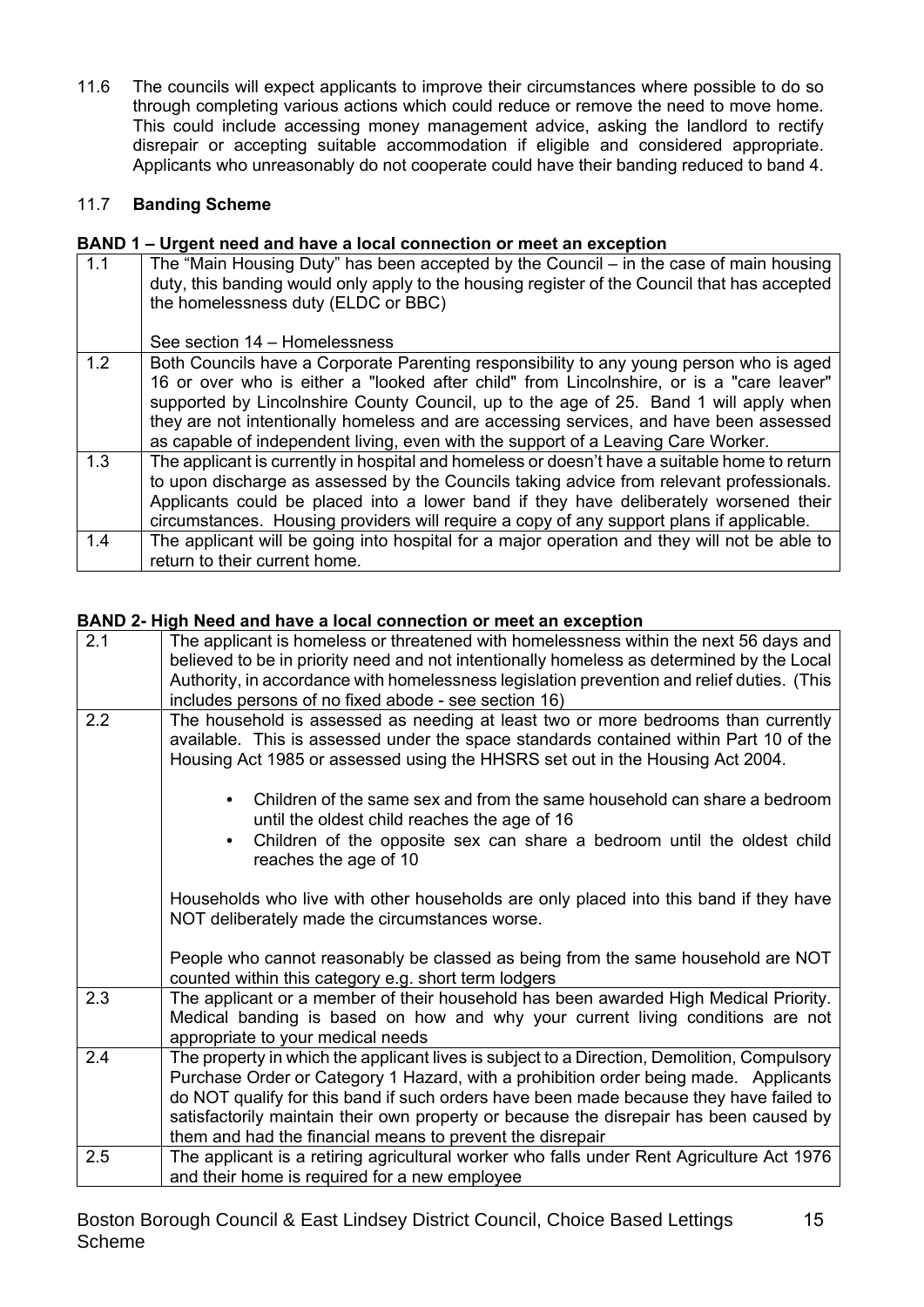11.6 The councils will expect applicants to improve their circumstances where possible to do so through completing various actions which could reduce or remove the need to move home. This could include accessing money management advice, asking the landlord to rectify disrepair or accepting suitable accommodation if eligible and considered appropriate. Applicants who unreasonably do not cooperate could have their banding reduced to band 4.

11.7 **Banding Scheme**

**BAND 1 – Urgent need and have a local connection or meet an exception**

| | |
|---|---|
| 1.1 | The "Main Housing Duty" has been accepted by the Council – in the case of main housing duty, this banding would only apply to the housing register of the Council that has accepted the homelessness duty (ELDC or BBC)<br><br>See section 14 – Homelessness |
| 1.2 | Both Councils have a Corporate Parenting responsibility to any young person who is aged 16 or over who is either a "looked after child" from Lincolnshire, or is a "care leaver" supported by Lincolnshire County Council, up to the age of 25. Band 1 will apply when they are not intentionally homeless and are accessing services, and have been assessed as capable of independent living, even with the support of a Leaving Care Worker. |
| 1.3 | The applicant is currently in hospital and homeless or doesn't have a suitable home to return to upon discharge as assessed by the Councils taking advice from relevant professionals. Applicants could be placed into a lower band if they have deliberately worsened their circumstances. Housing providers will require a copy of any support plans if applicable. |
| 1.4 | The applicant will be going into hospital for a major operation and they will not be able to return to their current home. |

**BAND 2- High Need and have a local connection or meet an exception**

| | |
|---|---|
| 2.1 | The applicant is homeless or threatened with homelessness within the next 56 days and believed to be in priority need and not intentionally homeless as determined by the Local Authority, in accordance with homelessness legislation prevention and relief duties. (This includes persons of no fixed abode - see section 16) |
| 2.2 | The household is assessed as needing at least two or more bedrooms than currently available. This is assessed under the space standards contained within Part 10 of the Housing Act 1985 or assessed using the HHSRS set out in the Housing Act 2004.<br><br>• Children of the same sex and from the same household can share a bedroom until the oldest child reaches the age of 16<br>• Children of the opposite sex can share a bedroom until the oldest child reaches the age of 10<br><br>Households who live with other households are only placed into this band if they have NOT deliberately made the circumstances worse.<br><br>People who cannot reasonably be classed as being from the same household are NOT counted within this category e.g. short term lodgers |
| 2.3 | The applicant or a member of their household has been awarded High Medical Priority. Medical banding is based on how and why your current living conditions are not appropriate to your medical needs |
| 2.4 | The property in which the applicant lives is subject to a Direction, Demolition, Compulsory Purchase Order or Category 1 Hazard, with a prohibition order being made. Applicants do NOT qualify for this band if such orders have been made because they have failed to satisfactorily maintain their own property or because the disrepair has been caused by them and had the financial means to prevent the disrepair |
| 2.5 | The applicant is a retiring agricultural worker who falls under Rent Agriculture Act 1976 and their home is required for a new employee |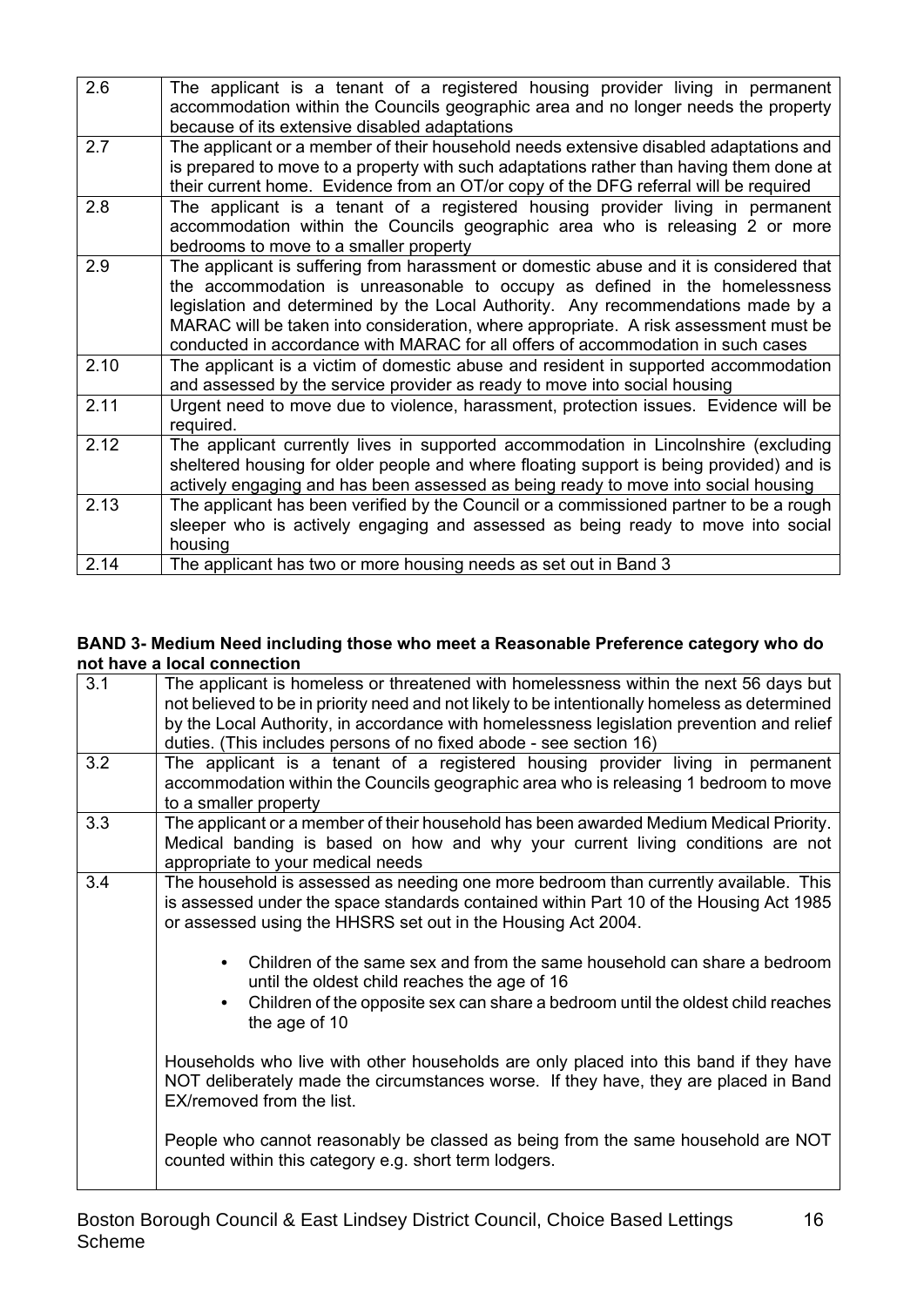| | |
|---|---|
| 2.6 | The applicant is a tenant of a registered housing provider living in permanent accommodation within the Councils geographic area and no longer needs the property because of its extensive disabled adaptations |
| 2.7 | The applicant or a member of their household needs extensive disabled adaptations and is prepared to move to a property with such adaptations rather than having them done at their current home. Evidence from an OT/or copy of the DFG referral will be required |
| 2.8 | The applicant is a tenant of a registered housing provider living in permanent accommodation within the Councils geographic area who is releasing 2 or more bedrooms to move to a smaller property |
| 2.9 | The applicant is suffering from harassment or domestic abuse and it is considered that the accommodation is unreasonable to occupy as defined in the homelessness legislation and determined by the Local Authority. Any recommendations made by a MARAC will be taken into consideration, where appropriate. A risk assessment must be conducted in accordance with MARAC for all offers of accommodation in such cases |
| 2.10 | The applicant is a victim of domestic abuse and resident in supported accommodation and assessed by the service provider as ready to move into social housing |
| 2.11 | Urgent need to move due to violence, harassment, protection issues. Evidence will be required. |
| 2.12 | The applicant currently lives in supported accommodation in Lincolnshire (excluding sheltered housing for older people and where floating support is being provided) and is actively engaging and has been assessed as being ready to move into social housing |
| 2.13 | The applicant has been verified by the Council or a commissioned partner to be a rough sleeper who is actively engaging and assessed as being ready to move into social housing |
| 2.14 | The applicant has two or more housing needs as set out in Band 3 |

**BAND 3- Medium Need including those who meet a Reasonable Preference category who do not have a local connection**

| | |
|---|---|
| 3.1 | The applicant is homeless or threatened with homelessness within the next 56 days but not believed to be in priority need and not likely to be intentionally homeless as determined by the Local Authority, in accordance with homelessness legislation prevention and relief duties. (This includes persons of no fixed abode - see section 16) |
| 3.2 | The applicant is a tenant of a registered housing provider living in permanent accommodation within the Councils geographic area who is releasing 1 bedroom to move to a smaller property |
| 3.3 | The applicant or a member of their household has been awarded Medium Medical Priority. Medical banding is based on how and why your current living conditions are not appropriate to your medical needs |
| 3.4 | The household is assessed as needing one more bedroom than currently available. This is assessed under the space standards contained within Part 10 of the Housing Act 1985 or assessed using the HHSRS set out in the Housing Act 2004.<br><br>• Children of the same sex and from the same household can share a bedroom until the oldest child reaches the age of 16<br>• Children of the opposite sex can share a bedroom until the oldest child reaches the age of 10<br><br>Households who live with other households are only placed into this band if they have NOT deliberately made the circumstances worse. If they have, they are placed in Band EX/removed from the list.<br><br>People who cannot reasonably be classed as being from the same household are NOT counted within this category e.g. short term lodgers. |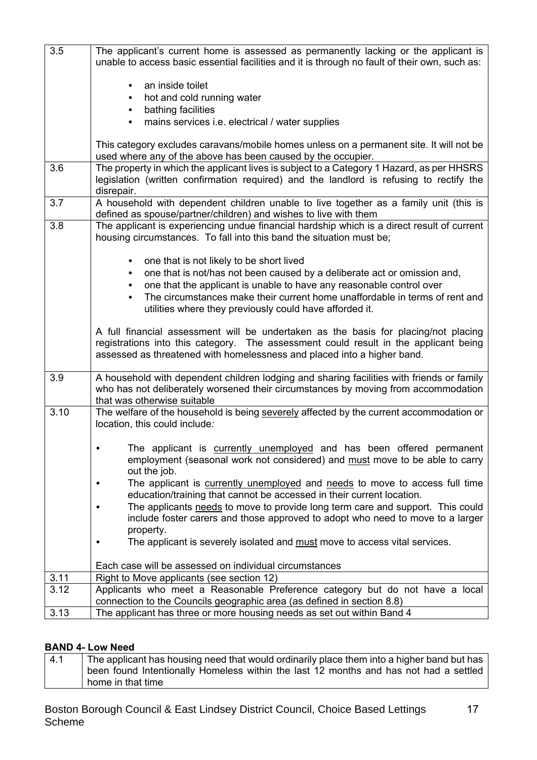| | |
|---|---|
| 3.5 | The applicant's current home is assessed as permanently lacking or the applicant is unable to access basic essential facilities and it is through no fault of their own, such as:<br><br>• an inside toilet<br>• hot and cold running water<br>• bathing facilities<br>• mains services i.e. electrical / water supplies<br><br>This category excludes caravans/mobile homes unless on a permanent site. It will not be used where any of the above has been caused by the occupier. |
| 3.6 | The property in which the applicant lives is subject to a Category 1 Hazard, as per HHSRS legislation (written confirmation required) and the landlord is refusing to rectify the disrepair. |
| 3.7 | A household with dependent children unable to live together as a family unit (this is defined as spouse/partner/children) and wishes to live with them |
| 3.8 | The applicant is experiencing undue financial hardship which is a direct result of current housing circumstances. To fall into this band the situation must be;<br><br>• one that is not likely to be short lived<br>• one that is not/has not been caused by a deliberate act or omission and,<br>• one that the applicant is unable to have any reasonable control over<br>• The circumstances make their current home unaffordable in terms of rent and utilities where they previously could have afforded it.<br><br>A full financial assessment will be undertaken as the basis for placing/not placing registrations into this category. The assessment could result in the applicant being assessed as threatened with homelessness and placed into a higher band. |
| 3.9 | A household with dependent children lodging and sharing facilities with friends or family who has not deliberately worsened their circumstances by moving from accommodation that was otherwise suitable |
| 3.10 | The welfare of the household is being <u>severely</u> affected by the current accommodation or location, this could include:<br><br>• The applicant is <u>currently unemployed</u> and has been offered permanent employment (seasonal work not considered) and <u>must</u> move to be able to carry out the job.<br>• The applicant is <u>currently unemployed</u> and <u>needs</u> to move to access full time education/training that cannot be accessed in their current location.<br>• The applicants <u>needs</u> to move to provide long term care and support. This could include foster carers and those approved to adopt who need to move to a larger property.<br>• The applicant is severely isolated and <u>must</u> move to access vital services.<br><br>Each case will be assessed on individual circumstances |
| 3.11 | Right to Move applicants (see section 12) |
| 3.12 | Applicants who meet a Reasonable Preference category but do not have a local connection to the Councils geographic area (as defined in section 8.8) |
| 3.13 | The applicant has three or more housing needs as set out within Band 4 |

**BAND 4- Low Need**

| | |
|---|---|
| 4.1 | The applicant has housing need that would ordinarily place them into a higher band but has been found Intentionally Homeless within the last 12 months and has not had a settled home in that time |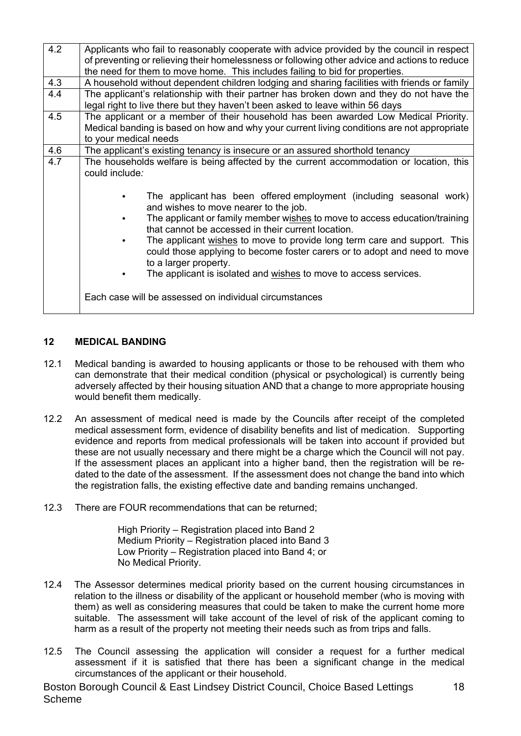| | |
|---|---|
| 4.2 | Applicants who fail to reasonably cooperate with advice provided by the council in respect of preventing or relieving their homelessness or following other advice and actions to reduce the need for them to move home. This includes failing to bid for properties. |
| 4.3 | A household without dependent children lodging and sharing facilities with friends or family |
| 4.4 | The applicant's relationship with their partner has broken down and they do not have the legal right to live there but they haven't been asked to leave within 56 days |
| 4.5 | The applicant or a member of their household has been awarded Low Medical Priority. Medical banding is based on how and why your current living conditions are not appropriate to your medical needs |
| 4.6 | The applicant's existing tenancy is insecure or an assured shorthold tenancy |
| 4.7 | The households welfare is being affected by the current accommodation or location, this could include: <br><br> • The applicant has been offered employment (including seasonal work) and wishes to move nearer to the job. <br> • The applicant or family member wishes to move to access education/training that cannot be accessed in their current location. <br> • The applicant wishes to move to provide long term care and support. This could those applying to become foster carers or to adopt and need to move to a larger property. <br> • The applicant is isolated and wishes to move to access services. <br><br> Each case will be assessed on individual circumstances |

## 12 MEDICAL BANDING

12.1 Medical banding is awarded to housing applicants or those to be rehoused with them who can demonstrate that their medical condition (physical or psychological) is currently being adversely affected by their housing situation AND that a change to more appropriate housing would benefit them medically.

12.2 An assessment of medical need is made by the Councils after receipt of the completed medical assessment form, evidence of disability benefits and list of medication. Supporting evidence and reports from medical professionals will be taken into account if provided but these are not usually necessary and there might be a charge which the Council will not pay. If the assessment places an applicant into a higher band, then the registration will be re-dated to the date of the assessment. If the assessment does not change the band into which the registration falls, the existing effective date and banding remains unchanged.

12.3 There are FOUR recommendations that can be returned;

High Priority – Registration placed into Band 2
Medium Priority – Registration placed into Band 3
Low Priority – Registration placed into Band 4; or
No Medical Priority.

12.4 The Assessor determines medical priority based on the current housing circumstances in relation to the illness or disability of the applicant or household member (who is moving with them) as well as considering measures that could be taken to make the current home more suitable. The assessment will take account of the level of risk of the applicant coming to harm as a result of the property not meeting their needs such as from trips and falls.

12.5 The Council assessing the application will consider a request for a further medical assessment if it is satisfied that there has been a significant change in the medical circumstances of the applicant or their household.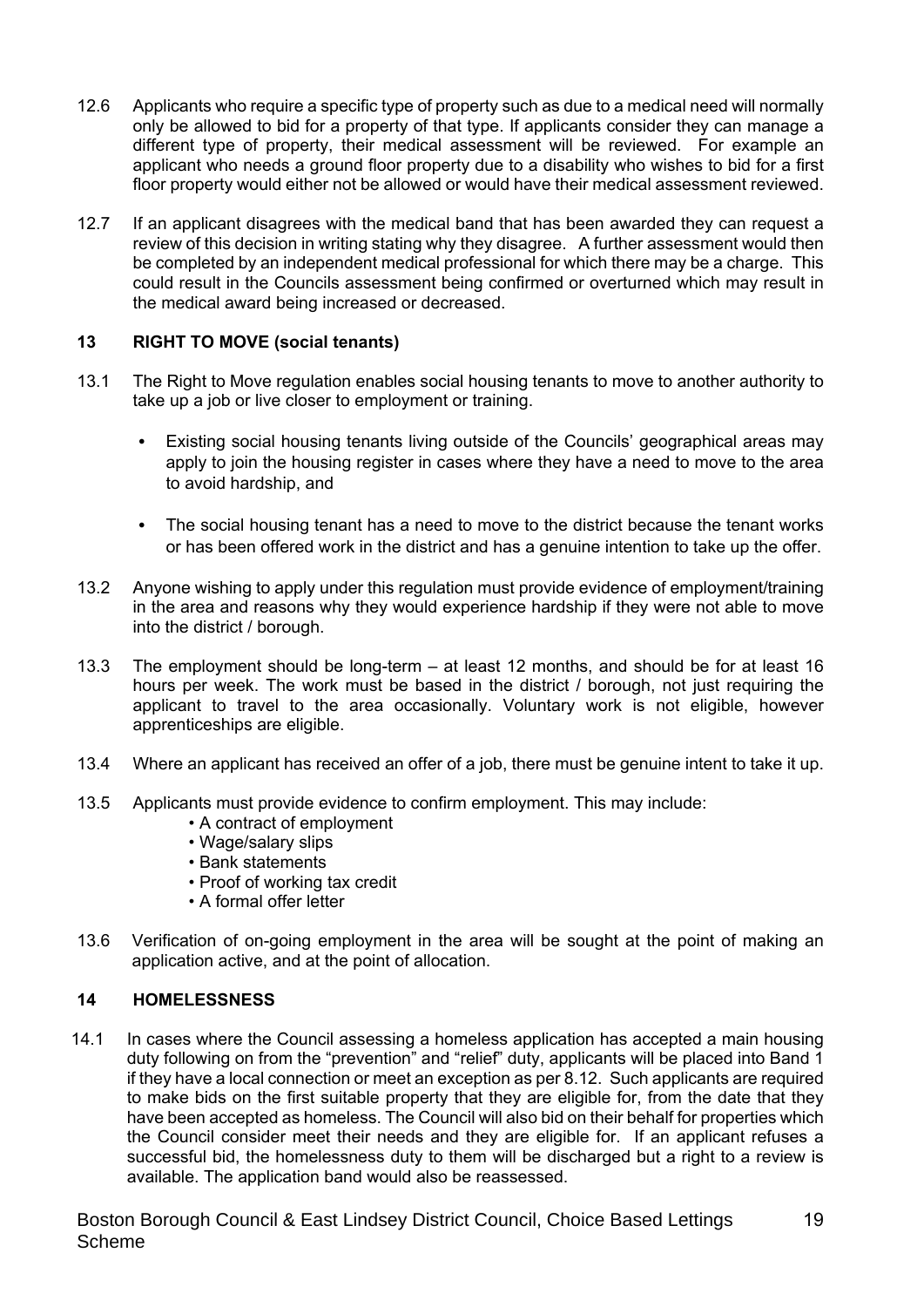12.6 Applicants who require a specific type of property such as due to a medical need will normally only be allowed to bid for a property of that type. If applicants consider they can manage a different type of property, their medical assessment will be reviewed. For example an applicant who needs a ground floor property due to a disability who wishes to bid for a first floor property would either not be allowed or would have their medical assessment reviewed.

12.7 If an applicant disagrees with the medical band that has been awarded they can request a review of this decision in writing stating why they disagree. A further assessment would then be completed by an independent medical professional for which there may be a charge. This could result in the Councils assessment being confirmed or overturned which may result in the medical award being increased or decreased.

## 13 RIGHT TO MOVE (social tenants)

13.1 The Right to Move regulation enables social housing tenants to move to another authority to take up a job or live closer to employment or training.

- Existing social housing tenants living outside of the Councils' geographical areas may apply to join the housing register in cases where they have a need to move to the area to avoid hardship, and
- The social housing tenant has a need to move to the district because the tenant works or has been offered work in the district and has a genuine intention to take up the offer.

13.2 Anyone wishing to apply under this regulation must provide evidence of employment/training in the area and reasons why they would experience hardship if they were not able to move into the district / borough.

13.3 The employment should be long-term – at least 12 months, and should be for at least 16 hours per week. The work must be based in the district / borough, not just requiring the applicant to travel to the area occasionally. Voluntary work is not eligible, however apprenticeships are eligible.

13.4 Where an applicant has received an offer of a job, there must be genuine intent to take it up.

13.5 Applicants must provide evidence to confirm employment. This may include:

- A contract of employment
- Wage/salary slips
- Bank statements
- Proof of working tax credit
- A formal offer letter

13.6 Verification of on-going employment in the area will be sought at the point of making an application active, and at the point of allocation.

## 14 HOMELESSNESS

14.1 In cases where the Council assessing a homeless application has accepted a main housing duty following on from the "prevention" and "relief" duty, applicants will be placed into Band 1 if they have a local connection or meet an exception as per 8.12. Such applicants are required to make bids on the first suitable property that they are eligible for, from the date that they have been accepted as homeless. The Council will also bid on their behalf for properties which the Council consider meet their needs and they are eligible for. If an applicant refuses a successful bid, the homelessness duty to them will be discharged but a right to a review is available. The application band would also be reassessed.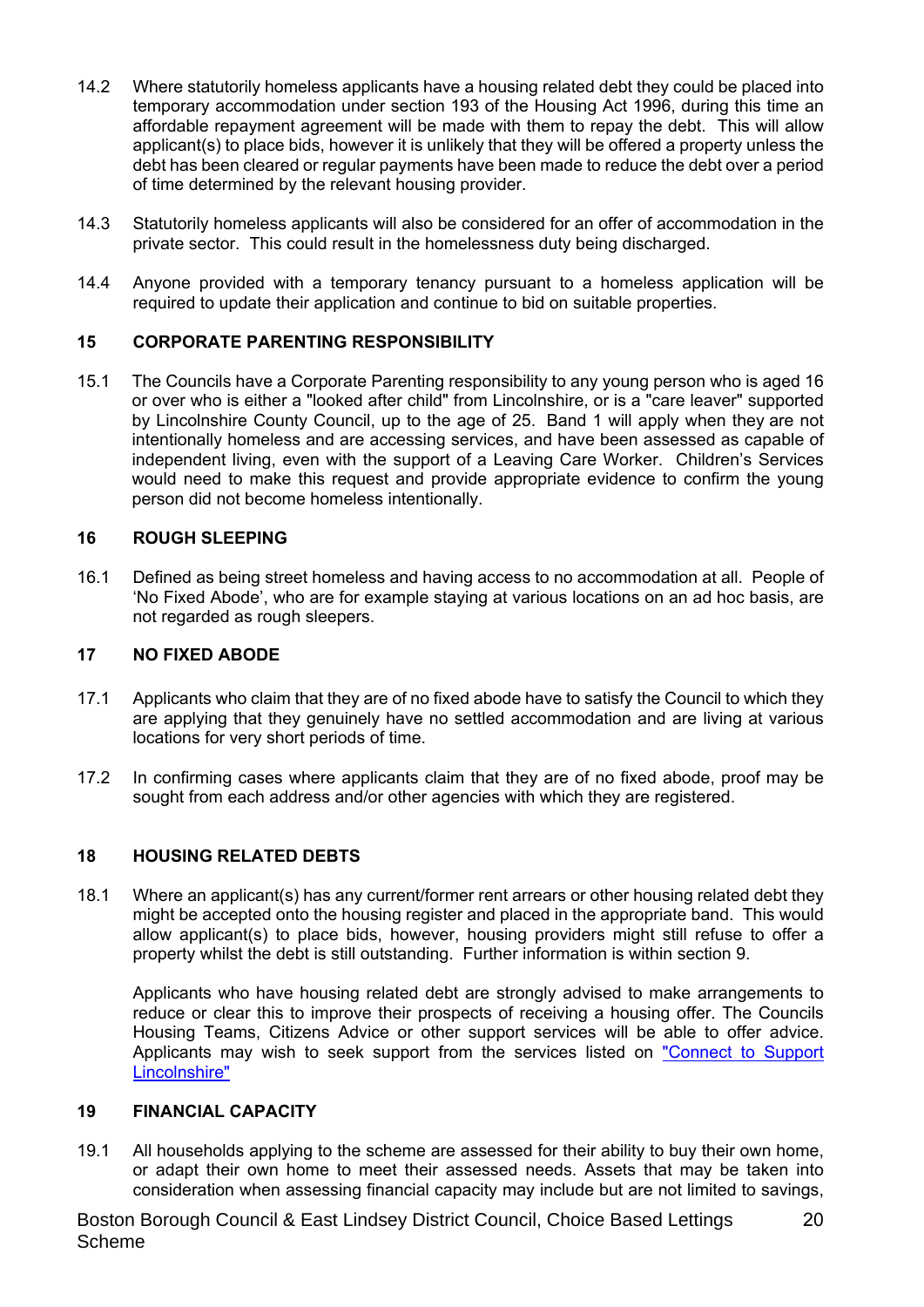14.2 Where statutorily homeless applicants have a housing related debt they could be placed into temporary accommodation under section 193 of the Housing Act 1996, during this time an affordable repayment agreement will be made with them to repay the debt. This will allow applicant(s) to place bids, however it is unlikely that they will be offered a property unless the debt has been cleared or regular payments have been made to reduce the debt over a period of time determined by the relevant housing provider.

14.3 Statutorily homeless applicants will also be considered for an offer of accommodation in the private sector. This could result in the homelessness duty being discharged.

14.4 Anyone provided with a temporary tenancy pursuant to a homeless application will be required to update their application and continue to bid on suitable properties.

## 15 CORPORATE PARENTING RESPONSIBILITY

15.1 The Councils have a Corporate Parenting responsibility to any young person who is aged 16 or over who is either a "looked after child" from Lincolnshire, or is a "care leaver" supported by Lincolnshire County Council, up to the age of 25. Band 1 will apply when they are not intentionally homeless and are accessing services, and have been assessed as capable of independent living, even with the support of a Leaving Care Worker. Children's Services would need to make this request and provide appropriate evidence to confirm the young person did not become homeless intentionally.

## 16 ROUGH SLEEPING

16.1 Defined as being street homeless and having access to no accommodation at all. People of 'No Fixed Abode', who are for example staying at various locations on an ad hoc basis, are not regarded as rough sleepers.

## 17 NO FIXED ABODE

17.1 Applicants who claim that they are of no fixed abode have to satisfy the Council to which they are applying that they genuinely have no settled accommodation and are living at various locations for very short periods of time.

17.2 In confirming cases where applicants claim that they are of no fixed abode, proof may be sought from each address and/or other agencies with which they are registered.

## 18 HOUSING RELATED DEBTS

18.1 Where an applicant(s) has any current/former rent arrears or other housing related debt they might be accepted onto the housing register and placed in the appropriate band. This would allow applicant(s) to place bids, however, housing providers might still refuse to offer a property whilst the debt is still outstanding. Further information is within section 9.

Applicants who have housing related debt are strongly advised to make arrangements to reduce or clear this to improve their prospects of receiving a housing offer. The Councils Housing Teams, Citizens Advice or other support services will be able to offer advice. Applicants may wish to seek support from the services listed on "Connect to Support Lincolnshire"

## 19 FINANCIAL CAPACITY

19.1 All households applying to the scheme are assessed for their ability to buy their own home, or adapt their own home to meet their assessed needs. Assets that may be taken into consideration when assessing financial capacity may include but are not limited to savings,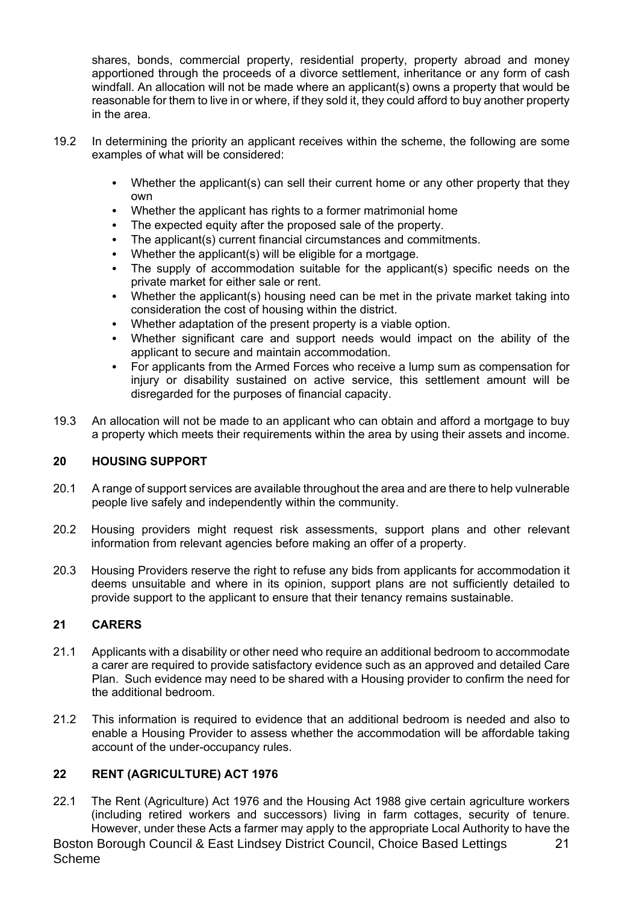shares, bonds, commercial property, residential property, property abroad and money apportioned through the proceeds of a divorce settlement, inheritance or any form of cash windfall. An allocation will not be made where an applicant(s) owns a property that would be reasonable for them to live in or where, if they sold it, they could afford to buy another property in the area.

19.2 In determining the priority an applicant receives within the scheme, the following are some examples of what will be considered:

- Whether the applicant(s) can sell their current home or any other property that they own
- Whether the applicant has rights to a former matrimonial home
- The expected equity after the proposed sale of the property.
- The applicant(s) current financial circumstances and commitments.
- Whether the applicant(s) will be eligible for a mortgage.
- The supply of accommodation suitable for the applicant(s) specific needs on the private market for either sale or rent.
- Whether the applicant(s) housing need can be met in the private market taking into consideration the cost of housing within the district.
- Whether adaptation of the present property is a viable option.
- Whether significant care and support needs would impact on the ability of the applicant to secure and maintain accommodation.
- For applicants from the Armed Forces who receive a lump sum as compensation for injury or disability sustained on active service, this settlement amount will be disregarded for the purposes of financial capacity.

19.3 An allocation will not be made to an applicant who can obtain and afford a mortgage to buy a property which meets their requirements within the area by using their assets and income.

## 20 HOUSING SUPPORT

20.1 A range of support services are available throughout the area and are there to help vulnerable people live safely and independently within the community.

20.2 Housing providers might request risk assessments, support plans and other relevant information from relevant agencies before making an offer of a property.

20.3 Housing Providers reserve the right to refuse any bids from applicants for accommodation it deems unsuitable and where in its opinion, support plans are not sufficiently detailed to provide support to the applicant to ensure that their tenancy remains sustainable.

## 21 CARERS

21.1 Applicants with a disability or other need who require an additional bedroom to accommodate a carer are required to provide satisfactory evidence such as an approved and detailed Care Plan. Such evidence may need to be shared with a Housing provider to confirm the need for the additional bedroom.

21.2 This information is required to evidence that an additional bedroom is needed and also to enable a Housing Provider to assess whether the accommodation will be affordable taking account of the under-occupancy rules.

## 22 RENT (AGRICULTURE) ACT 1976

22.1 The Rent (Agriculture) Act 1976 and the Housing Act 1988 give certain agriculture workers (including retired workers and successors) living in farm cottages, security of tenure. However, under these Acts a farmer may apply to the appropriate Local Authority to have the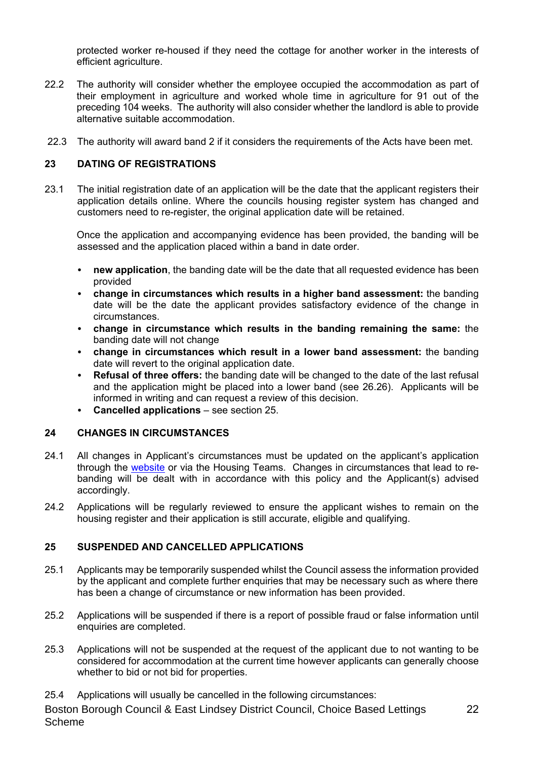protected worker re-housed if they need the cottage for another worker in the interests of efficient agriculture.

22.2 The authority will consider whether the employee occupied the accommodation as part of their employment in agriculture and worked whole time in agriculture for 91 out of the preceding 104 weeks. The authority will also consider whether the landlord is able to provide alternative suitable accommodation.

22.3 The authority will award band 2 if it considers the requirements of the Acts have been met.

## 23 DATING OF REGISTRATIONS

23.1 The initial registration date of an application will be the date that the applicant registers their application details online. Where the councils housing register system has changed and customers need to re-register, the original application date will be retained.

Once the application and accompanying evidence has been provided, the banding will be assessed and the application placed within a band in date order.

- **new application**, the banding date will be the date that all requested evidence has been provided
- **change in circumstances which results in a higher band assessment:** the banding date will be the date the applicant provides satisfactory evidence of the change in circumstances.
- **change in circumstance which results in the banding remaining the same:** the banding date will not change
- **change in circumstances which result in a lower band assessment:** the banding date will revert to the original application date.
- **Refusal of three offers:** the banding date will be changed to the date of the last refusal and the application might be placed into a lower band (see 26.26). Applicants will be informed in writing and can request a review of this decision.
- **Cancelled applications** – see section 25.

## 24 CHANGES IN CIRCUMSTANCES

24.1 All changes in Applicant's circumstances must be updated on the applicant's application through the website or via the Housing Teams. Changes in circumstances that lead to re-banding will be dealt with in accordance with this policy and the Applicant(s) advised accordingly.

24.2 Applications will be regularly reviewed to ensure the applicant wishes to remain on the housing register and their application is still accurate, eligible and qualifying.

## 25 SUSPENDED AND CANCELLED APPLICATIONS

25.1 Applicants may be temporarily suspended whilst the Council assess the information provided by the applicant and complete further enquiries that may be necessary such as where there has been a change of circumstance or new information has been provided.

25.2 Applications will be suspended if there is a report of possible fraud or false information until enquiries are completed.

25.3 Applications will not be suspended at the request of the applicant due to not wanting to be considered for accommodation at the current time however applicants can generally choose whether to bid or not bid for properties.

25.4 Applications will usually be cancelled in the following circumstances: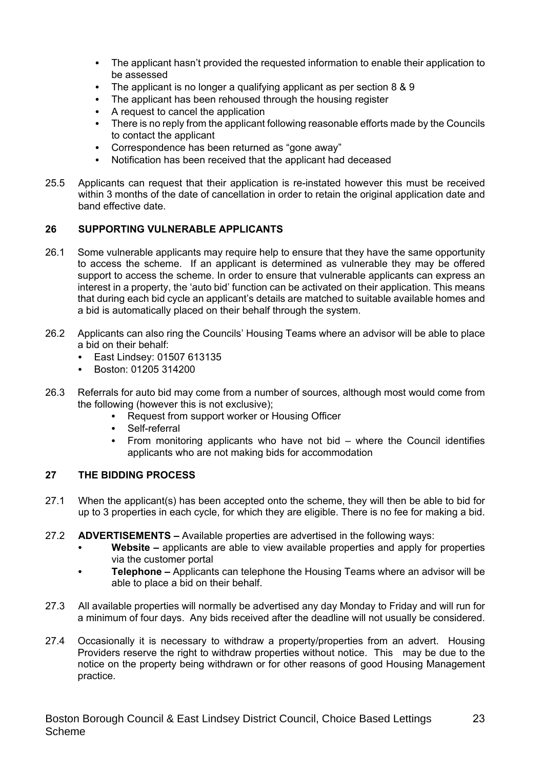- The applicant hasn't provided the requested information to enable their application to be assessed
- The applicant is no longer a qualifying applicant as per section 8 & 9
- The applicant has been rehoused through the housing register
- A request to cancel the application
- There is no reply from the applicant following reasonable efforts made by the Councils to contact the applicant
- Correspondence has been returned as "gone away"
- Notification has been received that the applicant had deceased

25.5 Applicants can request that their application is re-instated however this must be received within 3 months of the date of cancellation in order to retain the original application date and band effective date.

## 26 SUPPORTING VULNERABLE APPLICANTS

26.1 Some vulnerable applicants may require help to ensure that they have the same opportunity to access the scheme. If an applicant is determined as vulnerable they may be offered support to access the scheme. In order to ensure that vulnerable applicants can express an interest in a property, the 'auto bid' function can be activated on their application. This means that during each bid cycle an applicant's details are matched to suitable available homes and a bid is automatically placed on their behalf through the system.

26.2 Applicants can also ring the Councils' Housing Teams where an advisor will be able to place a bid on their behalf:

- East Lindsey: 01507 613135
- Boston: 01205 314200

26.3 Referrals for auto bid may come from a number of sources, although most would come from the following (however this is not exclusive);

- Request from support worker or Housing Officer
- Self-referral
- From monitoring applicants who have not bid – where the Council identifies applicants who are not making bids for accommodation

## 27 THE BIDDING PROCESS

27.1 When the applicant(s) has been accepted onto the scheme, they will then be able to bid for up to 3 properties in each cycle, for which they are eligible. There is no fee for making a bid.

27.2 **ADVERTISEMENTS –** Available properties are advertised in the following ways:

- **Website –** applicants are able to view available properties and apply for properties via the customer portal
- **Telephone –** Applicants can telephone the Housing Teams where an advisor will be able to place a bid on their behalf.

27.3 All available properties will normally be advertised any day Monday to Friday and will run for a minimum of four days. Any bids received after the deadline will not usually be considered.

27.4 Occasionally it is necessary to withdraw a property/properties from an advert. Housing Providers reserve the right to withdraw properties without notice. This may be due to the notice on the property being withdrawn or for other reasons of good Housing Management practice.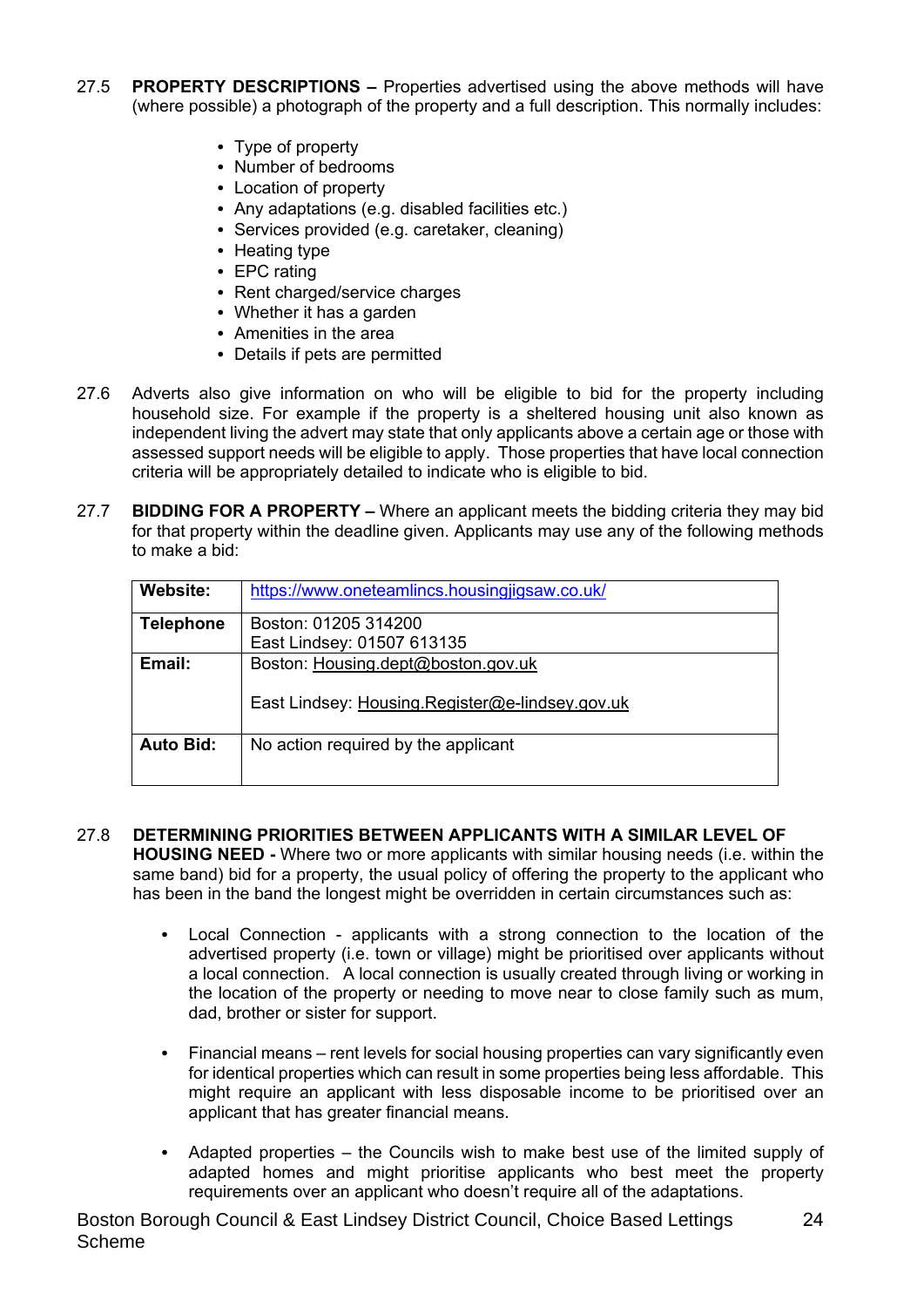27.5 **PROPERTY DESCRIPTIONS –** Properties advertised using the above methods will have (where possible) a photograph of the property and a full description. This normally includes:

- Type of property
- Number of bedrooms
- Location of property
- Any adaptations (e.g. disabled facilities etc.)
- Services provided (e.g. caretaker, cleaning)
- Heating type
- EPC rating
- Rent charged/service charges
- Whether it has a garden
- Amenities in the area
- Details if pets are permitted

27.6 Adverts also give information on who will be eligible to bid for the property including household size. For example if the property is a sheltered housing unit also known as independent living the advert may state that only applicants above a certain age or those with assessed support needs will be eligible to apply. Those properties that have local connection criteria will be appropriately detailed to indicate who is eligible to bid.

27.7 **BIDDING FOR A PROPERTY –** Where an applicant meets the bidding criteria they may bid for that property within the deadline given. Applicants may use any of the following methods to make a bid:

| **Website:** | https://www.oneteamlincs.housingjigsaw.co.uk/ |
|---|---|
| **Telephone** | Boston: 01205 314200<br>East Lindsey: 01507 613135 |
| **Email:** | Boston: Housing.dept@boston.gov.uk<br><br>East Lindsey: Housing.Register@e-lindsey.gov.uk |
| **Auto Bid:** | No action required by the applicant |

27.8 **DETERMINING PRIORITIES BETWEEN APPLICANTS WITH A SIMILAR LEVEL OF HOUSING NEED -** Where two or more applicants with similar housing needs (i.e. within the same band) bid for a property, the usual policy of offering the property to the applicant who has been in the band the longest might be overridden in certain circumstances such as:

- Local Connection - applicants with a strong connection to the location of the advertised property (i.e. town or village) might be prioritised over applicants without a local connection. A local connection is usually created through living or working in the location of the property or needing to move near to close family such as mum, dad, brother or sister for support.

- Financial means – rent levels for social housing properties can vary significantly even for identical properties which can result in some properties being less affordable. This might require an applicant with less disposable income to be prioritised over an applicant that has greater financial means.

- Adapted properties – the Councils wish to make best use of the limited supply of adapted homes and might prioritise applicants who best meet the property requirements over an applicant who doesn't require all of the adaptations.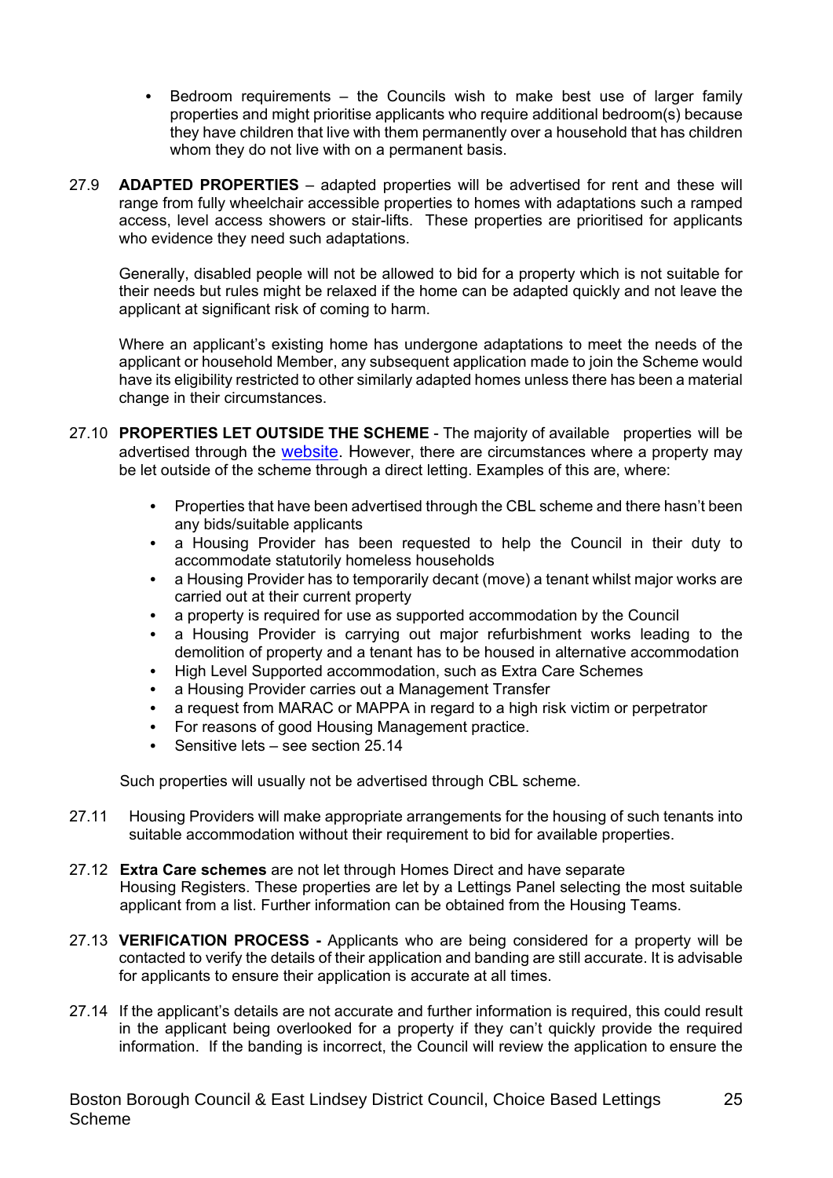- Bedroom requirements – the Councils wish to make best use of larger family properties and might prioritise applicants who require additional bedroom(s) because they have children that live with them permanently over a household that has children whom they do not live with on a permanent basis.

27.9 **ADAPTED PROPERTIES** – adapted properties will be advertised for rent and these will range from fully wheelchair accessible properties to homes with adaptations such a ramped access, level access showers or stair-lifts. These properties are prioritised for applicants who evidence they need such adaptations.

Generally, disabled people will not be allowed to bid for a property which is not suitable for their needs but rules might be relaxed if the home can be adapted quickly and not leave the applicant at significant risk of coming to harm.

Where an applicant's existing home has undergone adaptations to meet the needs of the applicant or household Member, any subsequent application made to join the Scheme would have its eligibility restricted to other similarly adapted homes unless there has been a material change in their circumstances.

27.10 **PROPERTIES LET OUTSIDE THE SCHEME** - The majority of available properties will be advertised through the website. However, there are circumstances where a property may be let outside of the scheme through a direct letting. Examples of this are, where:

- Properties that have been advertised through the CBL scheme and there hasn't been any bids/suitable applicants
- a Housing Provider has been requested to help the Council in their duty to accommodate statutorily homeless households
- a Housing Provider has to temporarily decant (move) a tenant whilst major works are carried out at their current property
- a property is required for use as supported accommodation by the Council
- a Housing Provider is carrying out major refurbishment works leading to the demolition of property and a tenant has to be housed in alternative accommodation
- High Level Supported accommodation, such as Extra Care Schemes
- a Housing Provider carries out a Management Transfer
- a request from MARAC or MAPPA in regard to a high risk victim or perpetrator
- For reasons of good Housing Management practice.
- Sensitive lets – see section 25.14

Such properties will usually not be advertised through CBL scheme.

27.11 Housing Providers will make appropriate arrangements for the housing of such tenants into suitable accommodation without their requirement to bid for available properties.

27.12 **Extra Care schemes** are not let through Homes Direct and have separate Housing Registers. These properties are let by a Lettings Panel selecting the most suitable applicant from a list. Further information can be obtained from the Housing Teams.

27.13 **VERIFICATION PROCESS -** Applicants who are being considered for a property will be contacted to verify the details of their application and banding are still accurate. It is advisable for applicants to ensure their application is accurate at all times.

27.14 If the applicant's details are not accurate and further information is required, this could result in the applicant being overlooked for a property if they can't quickly provide the required information. If the banding is incorrect, the Council will review the application to ensure the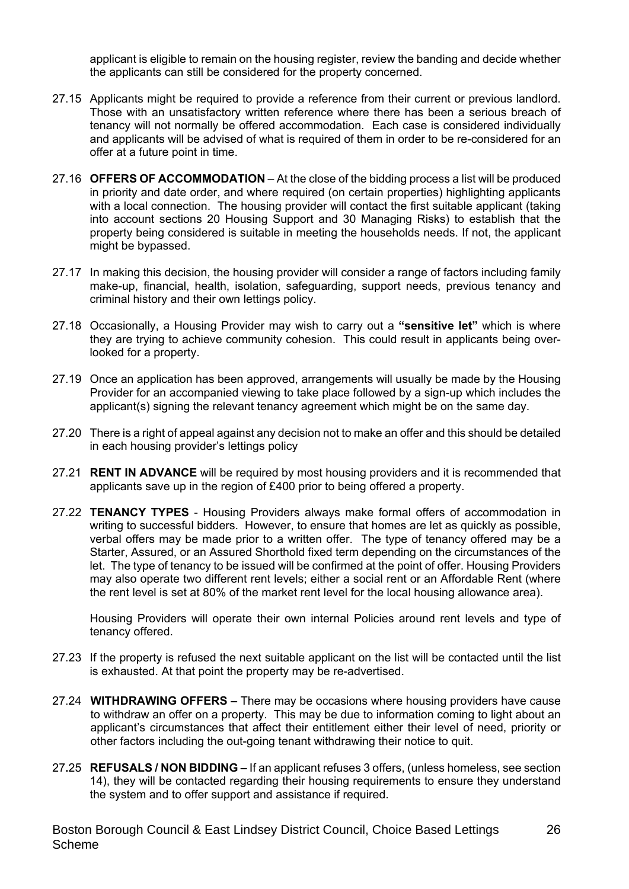applicant is eligible to remain on the housing register, review the banding and decide whether the applicants can still be considered for the property concerned.

27.15 Applicants might be required to provide a reference from their current or previous landlord. Those with an unsatisfactory written reference where there has been a serious breach of tenancy will not normally be offered accommodation. Each case is considered individually and applicants will be advised of what is required of them in order to be re-considered for an offer at a future point in time.

27.16 **OFFERS OF ACCOMMODATION** – At the close of the bidding process a list will be produced in priority and date order, and where required (on certain properties) highlighting applicants with a local connection. The housing provider will contact the first suitable applicant (taking into account sections 20 Housing Support and 30 Managing Risks) to establish that the property being considered is suitable in meeting the households needs. If not, the applicant might be bypassed.

27.17 In making this decision, the housing provider will consider a range of factors including family make-up, financial, health, isolation, safeguarding, support needs, previous tenancy and criminal history and their own lettings policy.

27.18 Occasionally, a Housing Provider may wish to carry out a **"sensitive let"** which is where they are trying to achieve community cohesion. This could result in applicants being over-looked for a property.

27.19 Once an application has been approved, arrangements will usually be made by the Housing Provider for an accompanied viewing to take place followed by a sign-up which includes the applicant(s) signing the relevant tenancy agreement which might be on the same day.

27.20 There is a right of appeal against any decision not to make an offer and this should be detailed in each housing provider's lettings policy

27.21 **RENT IN ADVANCE** will be required by most housing providers and it is recommended that applicants save up in the region of £400 prior to being offered a property.

27.22 **TENANCY TYPES** - Housing Providers always make formal offers of accommodation in writing to successful bidders. However, to ensure that homes are let as quickly as possible, verbal offers may be made prior to a written offer. The type of tenancy offered may be a Starter, Assured, or an Assured Shorthold fixed term depending on the circumstances of the let. The type of tenancy to be issued will be confirmed at the point of offer. Housing Providers may also operate two different rent levels; either a social rent or an Affordable Rent (where the rent level is set at 80% of the market rent level for the local housing allowance area).

Housing Providers will operate their own internal Policies around rent levels and type of tenancy offered.

27.23 If the property is refused the next suitable applicant on the list will be contacted until the list is exhausted. At that point the property may be re-advertised.

27.24 **WITHDRAWING OFFERS –** There may be occasions where housing providers have cause to withdraw an offer on a property. This may be due to information coming to light about an applicant's circumstances that affect their entitlement either their level of need, priority or other factors including the out-going tenant withdrawing their notice to quit.

27.25 **REFUSALS / NON BIDDING –** If an applicant refuses 3 offers, (unless homeless, see section 14), they will be contacted regarding their housing requirements to ensure they understand the system and to offer support and assistance if required.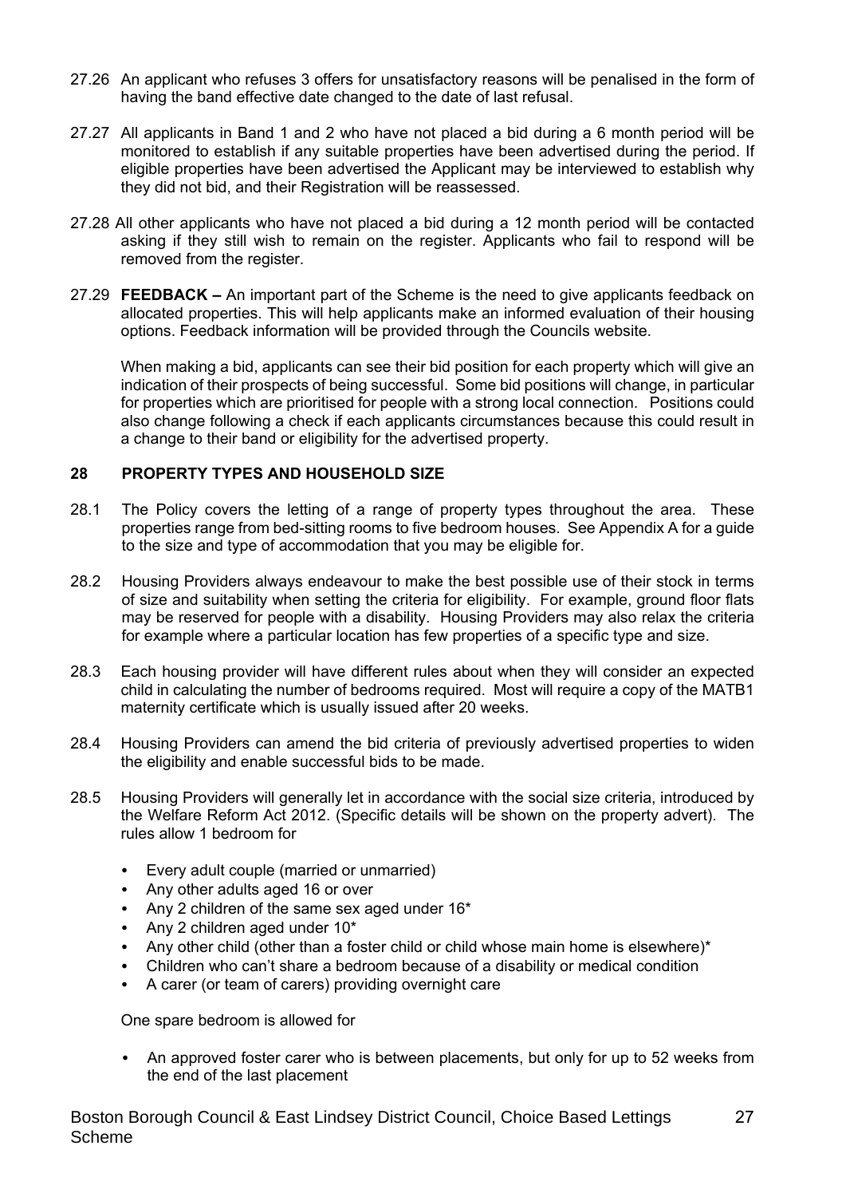27.26 An applicant who refuses 3 offers for unsatisfactory reasons will be penalised in the form of having the band effective date changed to the date of last refusal.

27.27 All applicants in Band 1 and 2 who have not placed a bid during a 6 month period will be monitored to establish if any suitable properties have been advertised during the period. If eligible properties have been advertised the Applicant may be interviewed to establish why they did not bid, and their Registration will be reassessed.

27.28 All other applicants who have not placed a bid during a 12 month period will be contacted asking if they still wish to remain on the register. Applicants who fail to respond will be removed from the register.

27.29 **FEEDBACK –** An important part of the Scheme is the need to give applicants feedback on allocated properties. This will help applicants make an informed evaluation of their housing options. Feedback information will be provided through the Councils website.

When making a bid, applicants can see their bid position for each property which will give an indication of their prospects of being successful. Some bid positions will change, in particular for properties which are prioritised for people with a strong local connection. Positions could also change following a check if each applicants circumstances because this could result in a change to their band or eligibility for the advertised property.

## 28 PROPERTY TYPES AND HOUSEHOLD SIZE

28.1 The Policy covers the letting of a range of property types throughout the area. These properties range from bed-sitting rooms to five bedroom houses. See Appendix A for a guide to the size and type of accommodation that you may be eligible for.

28.2 Housing Providers always endeavour to make the best possible use of their stock in terms of size and suitability when setting the criteria for eligibility. For example, ground floor flats may be reserved for people with a disability. Housing Providers may also relax the criteria for example where a particular location has few properties of a specific type and size.

28.3 Each housing provider will have different rules about when they will consider an expected child in calculating the number of bedrooms required. Most will require a copy of the MATB1 maternity certificate which is usually issued after 20 weeks.

28.4 Housing Providers can amend the bid criteria of previously advertised properties to widen the eligibility and enable successful bids to be made.

28.5 Housing Providers will generally let in accordance with the social size criteria, introduced by the Welfare Reform Act 2012. (Specific details will be shown on the property advert). The rules allow 1 bedroom for

- Every adult couple (married or unmarried)
- Any other adults aged 16 or over
- Any 2 children of the same sex aged under 16*
- Any 2 children aged under 10*
- Any other child (other than a foster child or child whose main home is elsewhere)*
- Children who can't share a bedroom because of a disability or medical condition
- A carer (or team of carers) providing overnight care

One spare bedroom is allowed for

- An approved foster carer who is between placements, but only for up to 52 weeks from the end of the last placement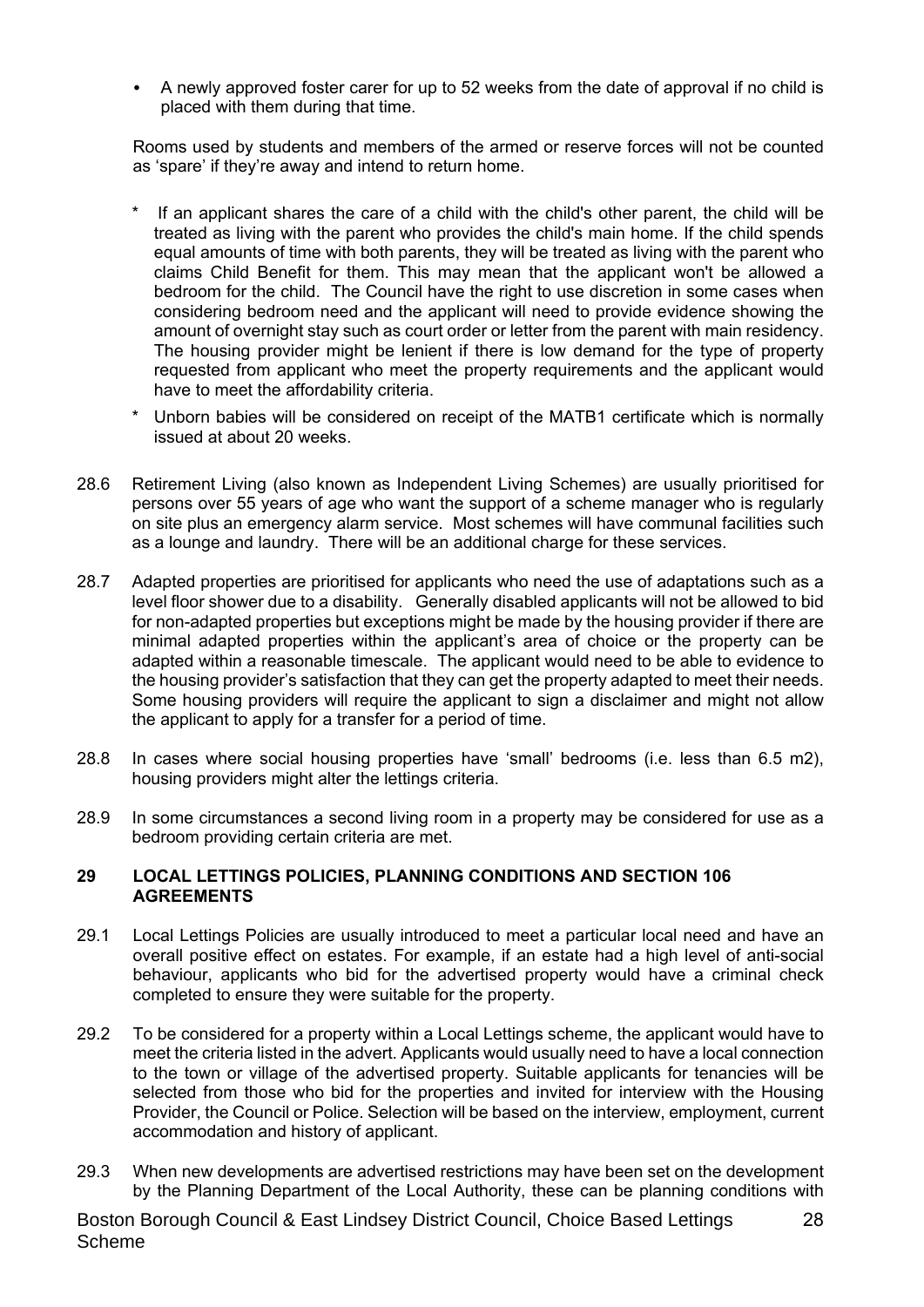- A newly approved foster carer for up to 52 weeks from the date of approval if no child is placed with them during that time.

Rooms used by students and members of the armed or reserve forces will not be counted as 'spare' if they're away and intend to return home.

\* If an applicant shares the care of a child with the child's other parent, the child will be treated as living with the parent who provides the child's main home. If the child spends equal amounts of time with both parents, they will be treated as living with the parent who claims Child Benefit for them. This may mean that the applicant won't be allowed a bedroom for the child. The Council have the right to use discretion in some cases when considering bedroom need and the applicant will need to provide evidence showing the amount of overnight stay such as court order or letter from the parent with main residency. The housing provider might be lenient if there is low demand for the type of property requested from applicant who meet the property requirements and the applicant would have to meet the affordability criteria.

\* Unborn babies will be considered on receipt of the MATB1 certificate which is normally issued at about 20 weeks.

28.6 Retirement Living (also known as Independent Living Schemes) are usually prioritised for persons over 55 years of age who want the support of a scheme manager who is regularly on site plus an emergency alarm service. Most schemes will have communal facilities such as a lounge and laundry. There will be an additional charge for these services.

28.7 Adapted properties are prioritised for applicants who need the use of adaptations such as a level floor shower due to a disability. Generally disabled applicants will not be allowed to bid for non-adapted properties but exceptions might be made by the housing provider if there are minimal adapted properties within the applicant's area of choice or the property can be adapted within a reasonable timescale. The applicant would need to be able to evidence to the housing provider's satisfaction that they can get the property adapted to meet their needs. Some housing providers will require the applicant to sign a disclaimer and might not allow the applicant to apply for a transfer for a period of time.

28.8 In cases where social housing properties have 'small' bedrooms (i.e. less than 6.5 m2), housing providers might alter the lettings criteria.

28.9 In some circumstances a second living room in a property may be considered for use as a bedroom providing certain criteria are met.

## 29 LOCAL LETTINGS POLICIES, PLANNING CONDITIONS AND SECTION 106 AGREEMENTS

29.1 Local Lettings Policies are usually introduced to meet a particular local need and have an overall positive effect on estates. For example, if an estate had a high level of anti-social behaviour, applicants who bid for the advertised property would have a criminal check completed to ensure they were suitable for the property.

29.2 To be considered for a property within a Local Lettings scheme, the applicant would have to meet the criteria listed in the advert. Applicants would usually need to have a local connection to the town or village of the advertised property. Suitable applicants for tenancies will be selected from those who bid for the properties and invited for interview with the Housing Provider, the Council or Police. Selection will be based on the interview, employment, current accommodation and history of applicant.

29.3 When new developments are advertised restrictions may have been set on the development by the Planning Department of the Local Authority, these can be planning conditions with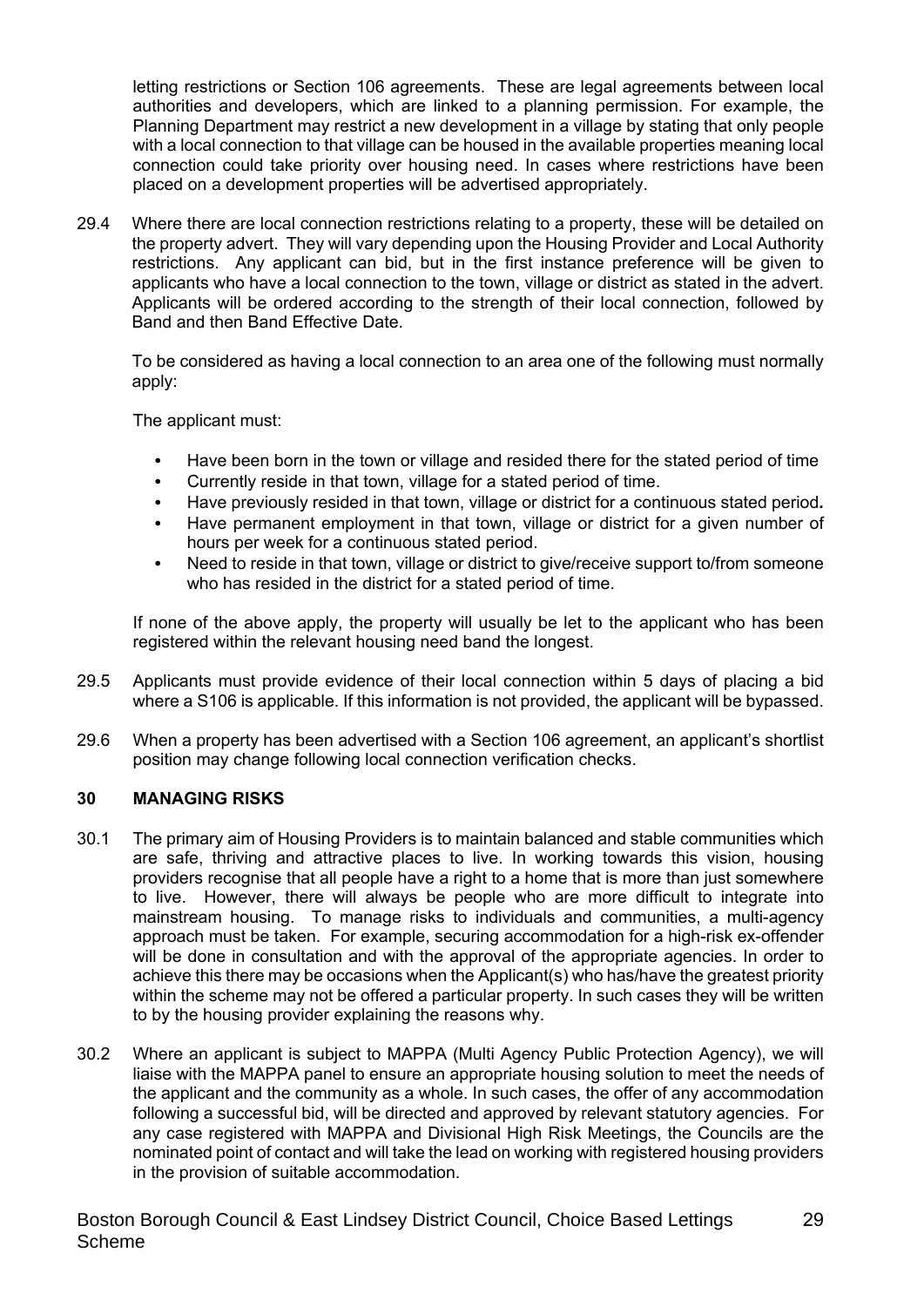letting restrictions or Section 106 agreements. These are legal agreements between local authorities and developers, which are linked to a planning permission. For example, the Planning Department may restrict a new development in a village by stating that only people with a local connection to that village can be housed in the available properties meaning local connection could take priority over housing need. In cases where restrictions have been placed on a development properties will be advertised appropriately.

29.4 Where there are local connection restrictions relating to a property, these will be detailed on the property advert. They will vary depending upon the Housing Provider and Local Authority restrictions. Any applicant can bid, but in the first instance preference will be given to applicants who have a local connection to the town, village or district as stated in the advert. Applicants will be ordered according to the strength of their local connection, followed by Band and then Band Effective Date.

To be considered as having a local connection to an area one of the following must normally apply:

The applicant must:

- Have been born in the town or village and resided there for the stated period of time
- Currently reside in that town, village for a stated period of time.
- Have previously resided in that town, village or district for a continuous stated period*.*
- Have permanent employment in that town, village or district for a given number of hours per week for a continuous stated period.
- Need to reside in that town, village or district to give/receive support to/from someone who has resided in the district for a stated period of time.

If none of the above apply, the property will usually be let to the applicant who has been registered within the relevant housing need band the longest.

29.5 Applicants must provide evidence of their local connection within 5 days of placing a bid where a S106 is applicable. If this information is not provided, the applicant will be bypassed.

29.6 When a property has been advertised with a Section 106 agreement, an applicant's shortlist position may change following local connection verification checks.

## 30 MANAGING RISKS

30.1 The primary aim of Housing Providers is to maintain balanced and stable communities which are safe, thriving and attractive places to live. In working towards this vision, housing providers recognise that all people have a right to a home that is more than just somewhere to live. However, there will always be people who are more difficult to integrate into mainstream housing. To manage risks to individuals and communities, a multi-agency approach must be taken. For example, securing accommodation for a high-risk ex-offender will be done in consultation and with the approval of the appropriate agencies. In order to achieve this there may be occasions when the Applicant(s) who has/have the greatest priority within the scheme may not be offered a particular property. In such cases they will be written to by the housing provider explaining the reasons why.

30.2 Where an applicant is subject to MAPPA (Multi Agency Public Protection Agency), we will liaise with the MAPPA panel to ensure an appropriate housing solution to meet the needs of the applicant and the community as a whole. In such cases, the offer of any accommodation following a successful bid, will be directed and approved by relevant statutory agencies. For any case registered with MAPPA and Divisional High Risk Meetings, the Councils are the nominated point of contact and will take the lead on working with registered housing providers in the provision of suitable accommodation.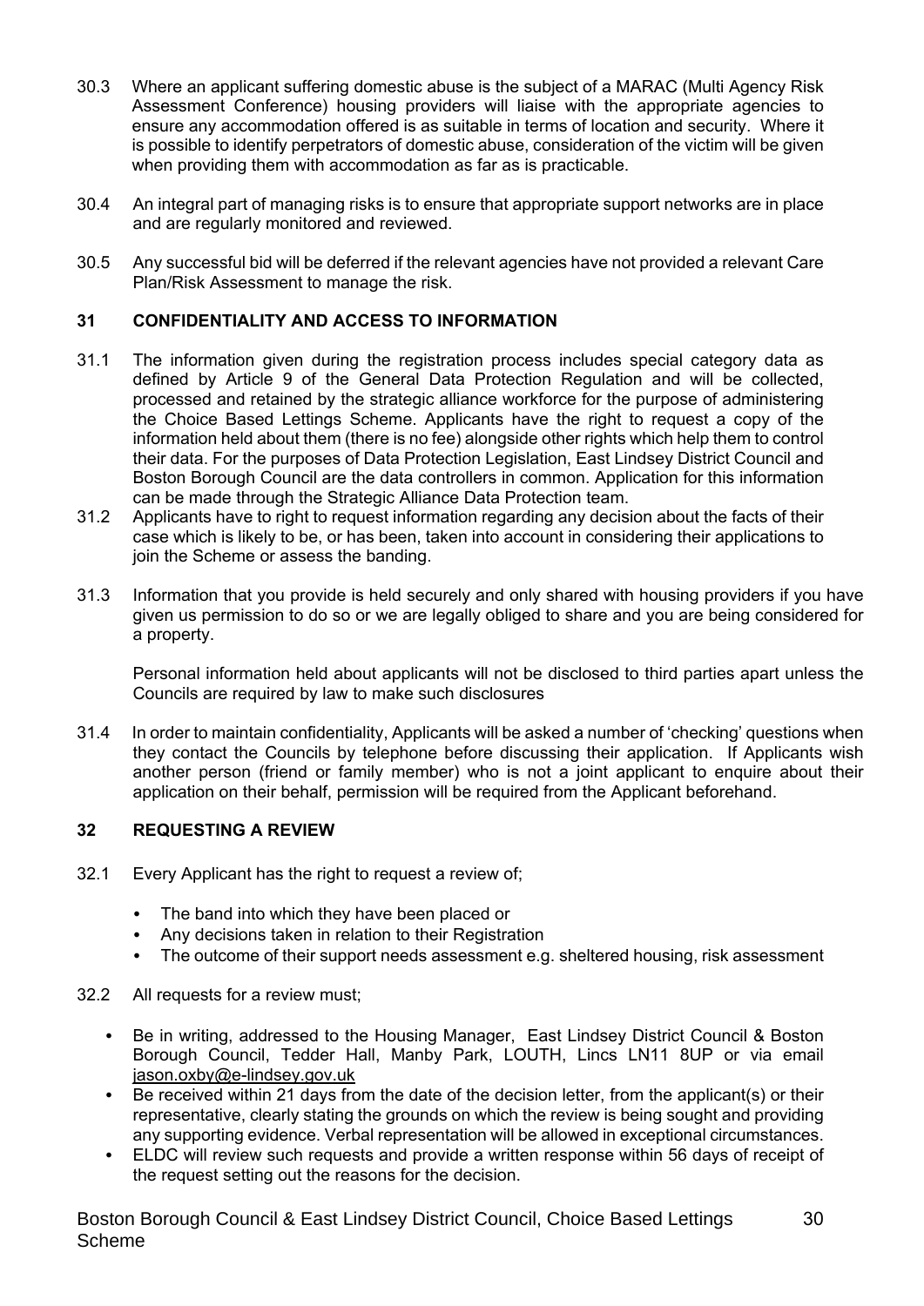30.3 Where an applicant suffering domestic abuse is the subject of a MARAC (Multi Agency Risk Assessment Conference) housing providers will liaise with the appropriate agencies to ensure any accommodation offered is as suitable in terms of location and security. Where it is possible to identify perpetrators of domestic abuse, consideration of the victim will be given when providing them with accommodation as far as is practicable.

30.4 An integral part of managing risks is to ensure that appropriate support networks are in place and are regularly monitored and reviewed.

30.5 Any successful bid will be deferred if the relevant agencies have not provided a relevant Care Plan/Risk Assessment to manage the risk.

## 31 CONFIDENTIALITY AND ACCESS TO INFORMATION

31.1 The information given during the registration process includes special category data as defined by Article 9 of the General Data Protection Regulation and will be collected, processed and retained by the strategic alliance workforce for the purpose of administering the Choice Based Lettings Scheme. Applicants have the right to request a copy of the information held about them (there is no fee) alongside other rights which help them to control their data. For the purposes of Data Protection Legislation, East Lindsey District Council and Boston Borough Council are the data controllers in common. Application for this information can be made through the Strategic Alliance Data Protection team.

31.2 Applicants have to right to request information regarding any decision about the facts of their case which is likely to be, or has been, taken into account in considering their applications to join the Scheme or assess the banding.

31.3 Information that you provide is held securely and only shared with housing providers if you have given us permission to do so or we are legally obliged to share and you are being considered for a property.

Personal information held about applicants will not be disclosed to third parties apart unless the Councils are required by law to make such disclosures

31.4 In order to maintain confidentiality, Applicants will be asked a number of 'checking' questions when they contact the Councils by telephone before discussing their application. If Applicants wish another person (friend or family member) who is not a joint applicant to enquire about their application on their behalf, permission will be required from the Applicant beforehand.

## 32 REQUESTING A REVIEW

32.1 Every Applicant has the right to request a review of;

- The band into which they have been placed or
- Any decisions taken in relation to their Registration
- The outcome of their support needs assessment e.g. sheltered housing, risk assessment

32.2 All requests for a review must;

- Be in writing, addressed to the Housing Manager, East Lindsey District Council & Boston Borough Council, Tedder Hall, Manby Park, LOUTH, Lincs LN11 8UP or via email jason.oxby@e-lindsey.gov.uk
- Be received within 21 days from the date of the decision letter, from the applicant(s) or their representative, clearly stating the grounds on which the review is being sought and providing any supporting evidence. Verbal representation will be allowed in exceptional circumstances.
- ELDC will review such requests and provide a written response within 56 days of receipt of the request setting out the reasons for the decision.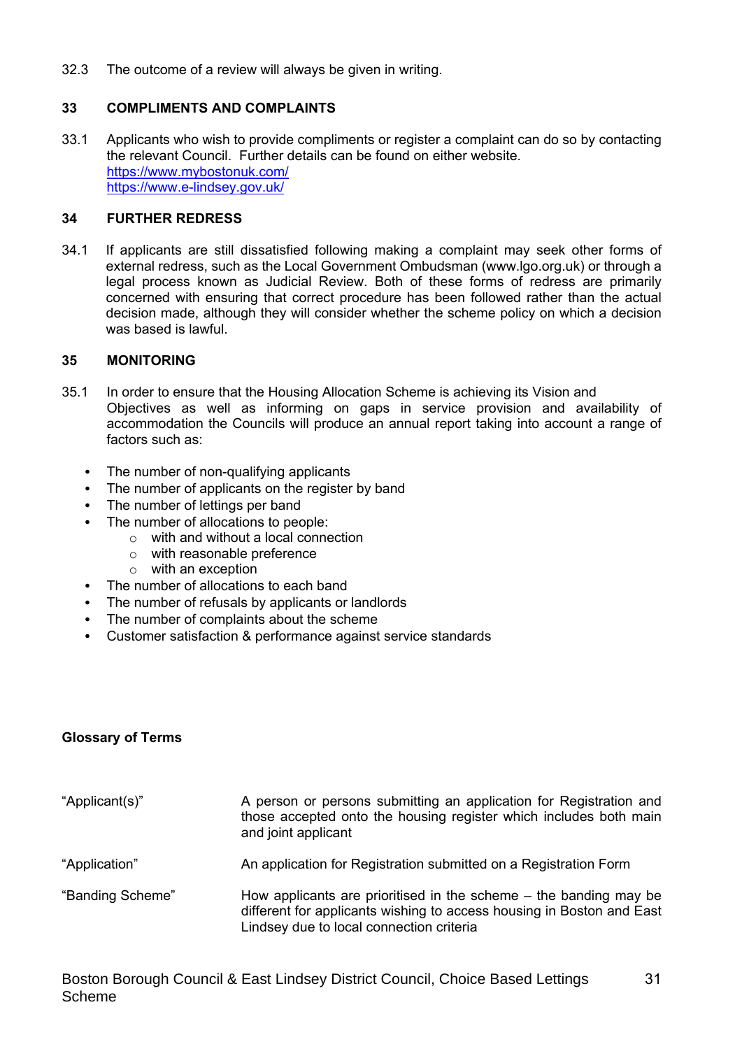32.3 The outcome of a review will always be given in writing.

## 33 COMPLIMENTS AND COMPLAINTS

33.1 Applicants who wish to provide compliments or register a complaint can do so by contacting the relevant Council. Further details can be found on either website.
https://www.mybostonuk.com/
https://www.e-lindsey.gov.uk/

## 34 FURTHER REDRESS

34.1 If applicants are still dissatisfied following making a complaint may seek other forms of external redress, such as the Local Government Ombudsman (www.lgo.org.uk) or through a legal process known as Judicial Review. Both of these forms of redress are primarily concerned with ensuring that correct procedure has been followed rather than the actual decision made, although they will consider whether the scheme policy on which a decision was based is lawful.

## 35 MONITORING

35.1 In order to ensure that the Housing Allocation Scheme is achieving its Vision and Objectives as well as informing on gaps in service provision and availability of accommodation the Councils will produce an annual report taking into account a range of factors such as:

- The number of non-qualifying applicants
- The number of applicants on the register by band
- The number of lettings per band
- The number of allocations to people:
  - with and without a local connection
  - with reasonable preference
  - with an exception
- The number of allocations to each band
- The number of refusals by applicants or landlords
- The number of complaints about the scheme
- Customer satisfaction & performance against service standards

## Glossary of Terms

| Term | Definition |
|---|---|
| "Applicant(s)" | A person or persons submitting an application for Registration and those accepted onto the housing register which includes both main and joint applicant |
| "Application" | An application for Registration submitted on a Registration Form |
| "Banding Scheme" | How applicants are prioritised in the scheme – the banding may be different for applicants wishing to access housing in Boston and East Lindsey due to local connection criteria |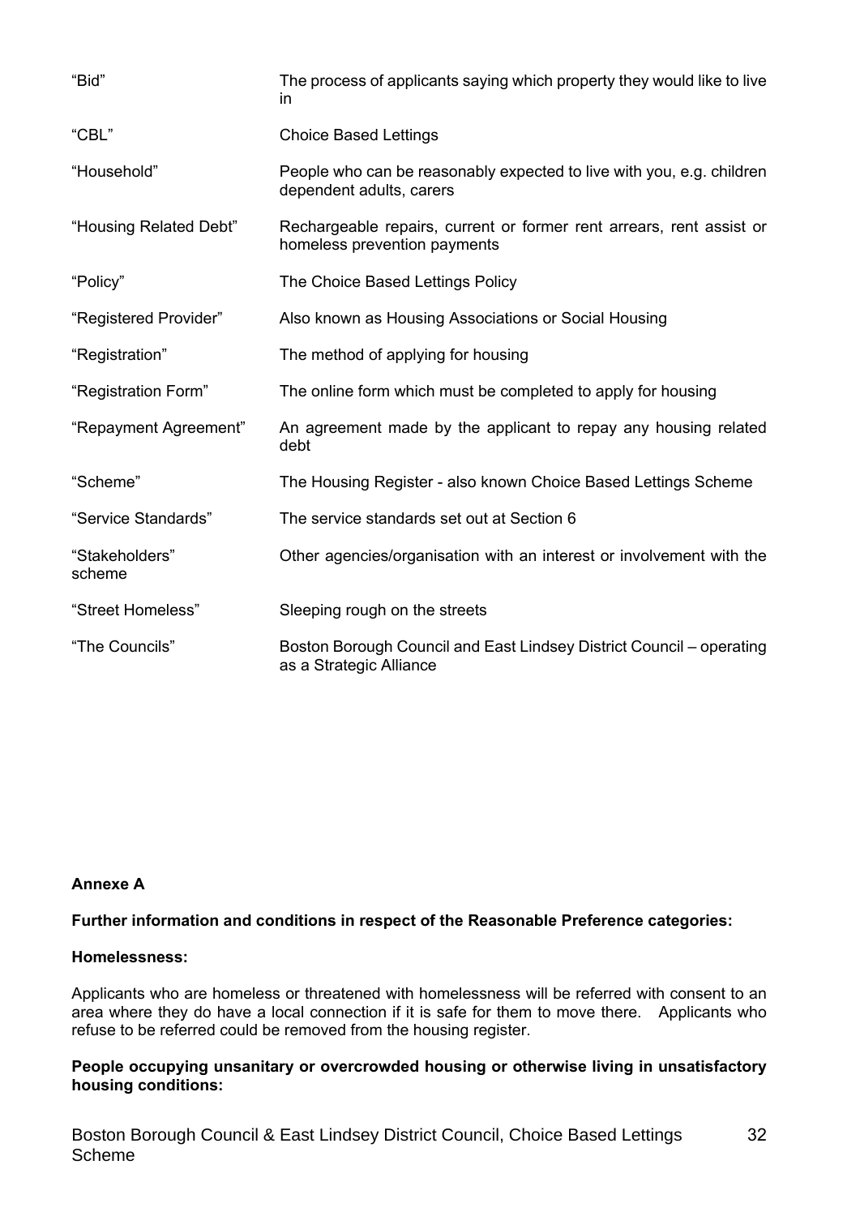| | |
|---|---|
| "Bid" | The process of applicants saying which property they would like to live in |
| "CBL" | Choice Based Lettings |
| "Household" | People who can be reasonably expected to live with you, e.g. children dependent adults, carers |
| "Housing Related Debt" | Rechargeable repairs, current or former rent arrears, rent assist or homeless prevention payments |
| "Policy" | The Choice Based Lettings Policy |
| "Registered Provider" | Also known as Housing Associations or Social Housing |
| "Registration" | The method of applying for housing |
| "Registration Form" | The online form which must be completed to apply for housing |
| "Repayment Agreement" | An agreement made by the applicant to repay any housing related debt |
| "Scheme" | The Housing Register - also known Choice Based Lettings Scheme |
| "Service Standards" | The service standards set out at Section 6 |
| "Stakeholders" scheme | Other agencies/organisation with an interest or involvement with the scheme |
| "Street Homeless" | Sleeping rough on the streets |
| "The Councils" | Boston Borough Council and East Lindsey District Council – operating as a Strategic Alliance |

**Annexe A**

**Further information and conditions in respect of the Reasonable Preference categories:**

**Homelessness:**

Applicants who are homeless or threatened with homelessness will be referred with consent to an area where they do have a local connection if it is safe for them to move there. Applicants who refuse to be referred could be removed from the housing register.

**People occupying unsanitary or overcrowded housing or otherwise living in unsatisfactory housing conditions:**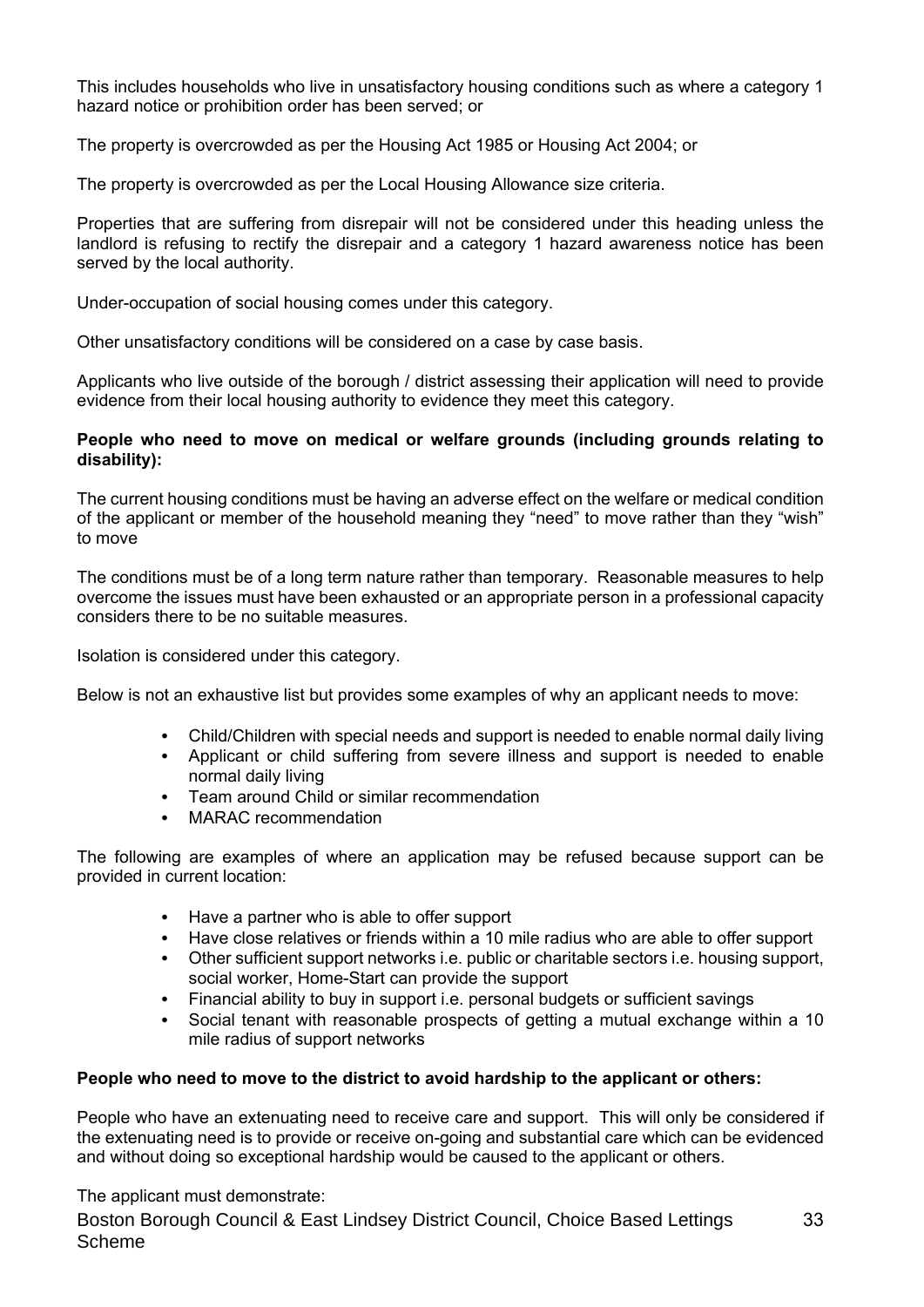This includes households who live in unsatisfactory housing conditions such as where a category 1 hazard notice or prohibition order has been served; or

The property is overcrowded as per the Housing Act 1985 or Housing Act 2004; or

The property is overcrowded as per the Local Housing Allowance size criteria.

Properties that are suffering from disrepair will not be considered under this heading unless the landlord is refusing to rectify the disrepair and a category 1 hazard awareness notice has been served by the local authority.

Under-occupation of social housing comes under this category.

Other unsatisfactory conditions will be considered on a case by case basis.

Applicants who live outside of the borough / district assessing their application will need to provide evidence from their local housing authority to evidence they meet this category.

**People who need to move on medical or welfare grounds (including grounds relating to disability):**

The current housing conditions must be having an adverse effect on the welfare or medical condition of the applicant or member of the household meaning they "need" to move rather than they "wish" to move

The conditions must be of a long term nature rather than temporary. Reasonable measures to help overcome the issues must have been exhausted or an appropriate person in a professional capacity considers there to be no suitable measures.

Isolation is considered under this category.

Below is not an exhaustive list but provides some examples of why an applicant needs to move:

- Child/Children with special needs and support is needed to enable normal daily living
- Applicant or child suffering from severe illness and support is needed to enable normal daily living
- Team around Child or similar recommendation
- MARAC recommendation

The following are examples of where an application may be refused because support can be provided in current location:

- Have a partner who is able to offer support
- Have close relatives or friends within a 10 mile radius who are able to offer support
- Other sufficient support networks i.e. public or charitable sectors i.e. housing support, social worker, Home-Start can provide the support
- Financial ability to buy in support i.e. personal budgets or sufficient savings
- Social tenant with reasonable prospects of getting a mutual exchange within a 10 mile radius of support networks

**People who need to move to the district to avoid hardship to the applicant or others:**

People who have an extenuating need to receive care and support. This will only be considered if the extenuating need is to provide or receive on-going and substantial care which can be evidenced and without doing so exceptional hardship would be caused to the applicant or others.

The applicant must demonstrate: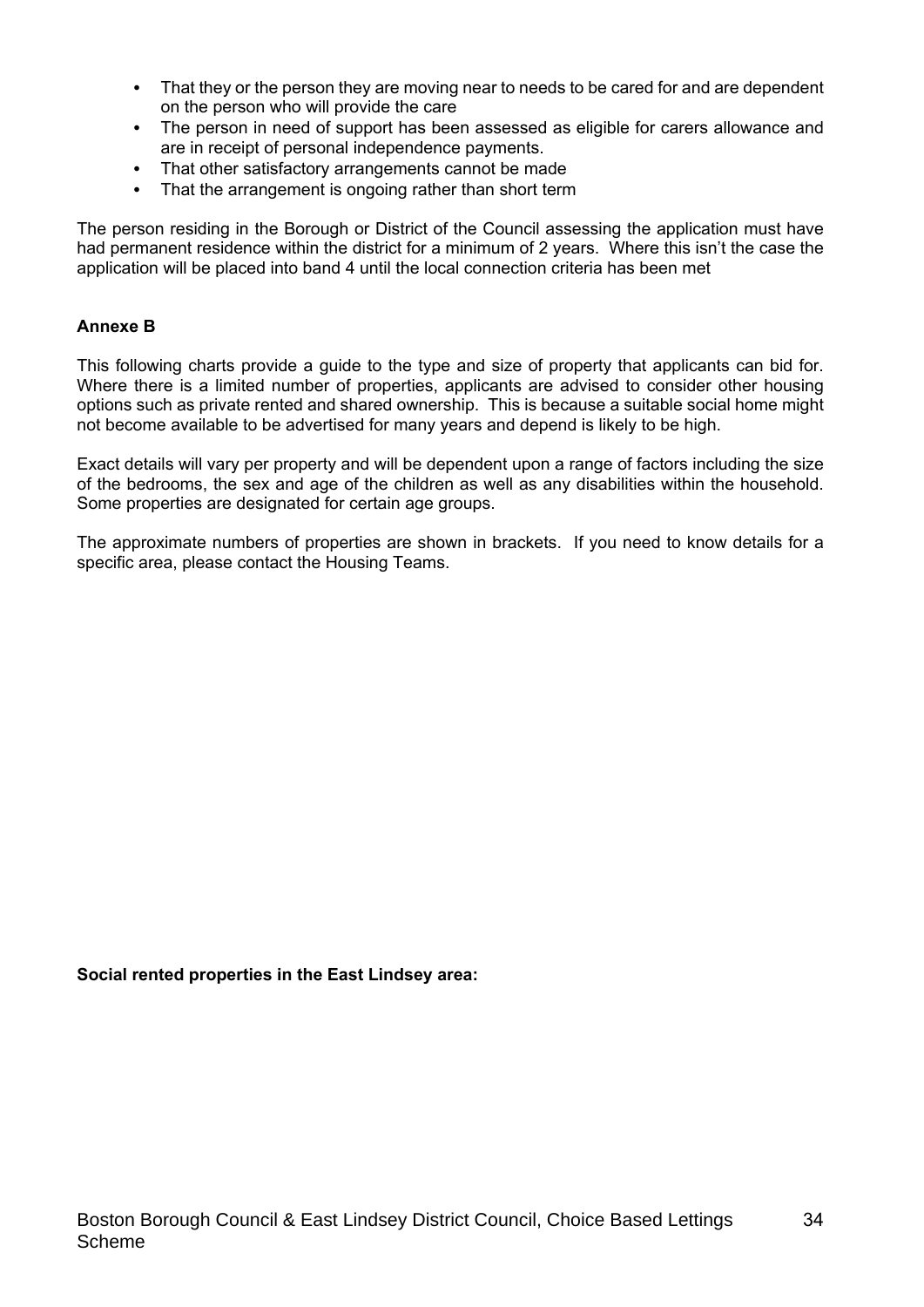- That they or the person they are moving near to needs to be cared for and are dependent on the person who will provide the care
- The person in need of support has been assessed as eligible for carers allowance and are in receipt of personal independence payments.
- That other satisfactory arrangements cannot be made
- That the arrangement is ongoing rather than short term

The person residing in the Borough or District of the Council assessing the application must have had permanent residence within the district for a minimum of 2 years. Where this isn't the case the application will be placed into band 4 until the local connection criteria has been met

**Annexe B**

This following charts provide a guide to the type and size of property that applicants can bid for. Where there is a limited number of properties, applicants are advised to consider other housing options such as private rented and shared ownership. This is because a suitable social home might not become available to be advertised for many years and depend is likely to be high.

Exact details will vary per property and will be dependent upon a range of factors including the size of the bedrooms, the sex and age of the children as well as any disabilities within the household. Some properties are designated for certain age groups.

The approximate numbers of properties are shown in brackets. If you need to know details for a specific area, please contact the Housing Teams.

**Social rented properties in the East Lindsey area:**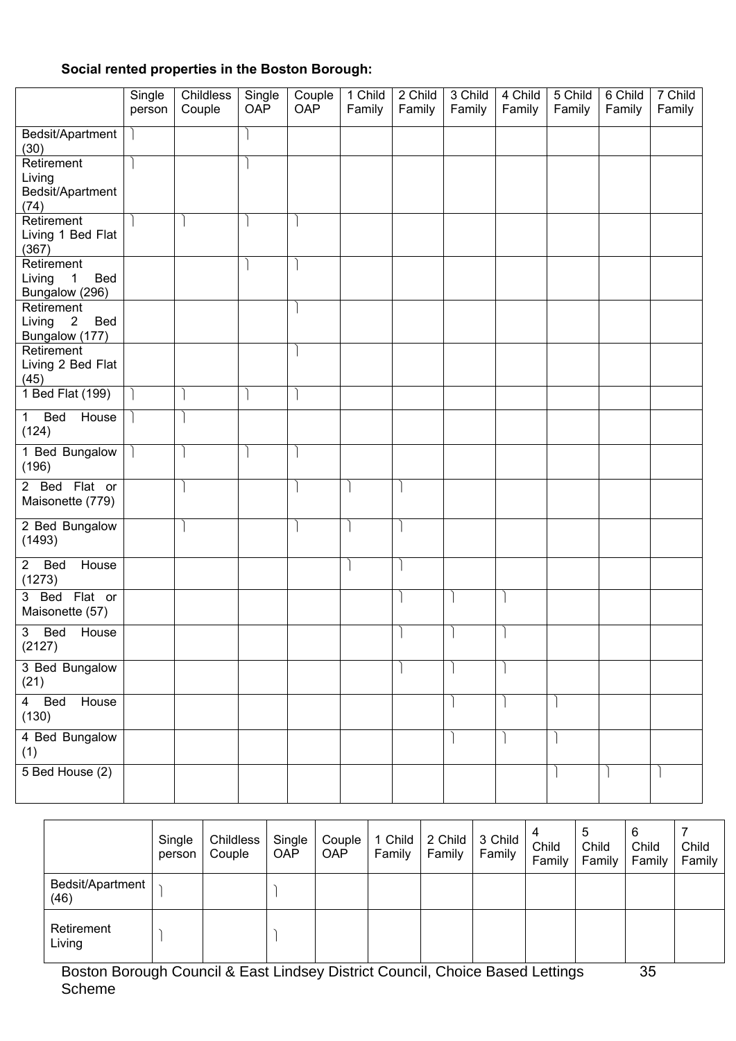**Social rented properties in the Boston Borough:**

| | Single person | Childless Couple | Single OAP | Couple OAP | 1 Child Family | 2 Child Family | 3 Child Family | 4 Child Family | 5 Child Family | 6 Child Family | 7 Child Family |
|---|---|---|---|---|---|---|---|---|---|---|---|
| Bedsit/Apartment (30) | ✓ | | ✓ | | | | | | | | |
| Retirement Living Bedsit/Apartment (74) | ✓ | | ✓ | | | | | | | | |
| Retirement Living 1 Bed Flat (367) | ✓ | ✓ | ✓ | ✓ | | | | | | | |
| Retirement Living 1 Bed Bungalow (296) | | | ✓ | ✓ | | | | | | | |
| Retirement Living 2 Bed Bungalow (177) | | | | ✓ | | | | | | | |
| Retirement Living 2 Bed Flat (45) | | | | ✓ | | | | | | | |
| 1 Bed Flat (199) | ✓ | ✓ | ✓ | ✓ | | | | | | | |
| 1 Bed House (124) | ✓ | ✓ | | | | | | | | | |
| 1 Bed Bungalow (196) | ✓ | ✓ | ✓ | ✓ | | | | | | | |
| 2 Bed Flat or Maisonette (779) | | ✓ | | ✓ | ✓ | ✓ | | | | | |
| 2 Bed Bungalow (1493) | | ✓ | | ✓ | ✓ | ✓ | | | | | |
| 2 Bed House (1273) | | | | | ✓ | ✓ | | | | | |
| 3 Bed Flat or Maisonette (57) | | | | | | ✓ | ✓ | ✓ | | | |
| 3 Bed House (2127) | | | | | | ✓ | ✓ | ✓ | | | |
| 3 Bed Bungalow (21) | | | | | | ✓ | ✓ | ✓ | | | |
| 4 Bed House (130) | | | | | | | ✓ | ✓ | ✓ | | |
| 4 Bed Bungalow (1) | | | | | | | ✓ | ✓ | ✓ | | |
| 5 Bed House (2) | | | | | | | | | ✓ | ✓ | ✓ |

| | Single person | Childless Couple | Single OAP | Couple OAP | 1 Child Family | 2 Child Family | 3 Child Family | 4 Child Family | 5 Child Family | 6 Child Family | 7 Child Family |
|---|---|---|---|---|---|---|---|---|---|---|---|
| Bedsit/Apartment (46) | ✓ | | ✓ | | | | | | | | |
| Retirement Living | ✓ | | ✓ | | | | | | | | |

Boston Borough Council & East Lindsey District Council, Choice Based Lettings Scheme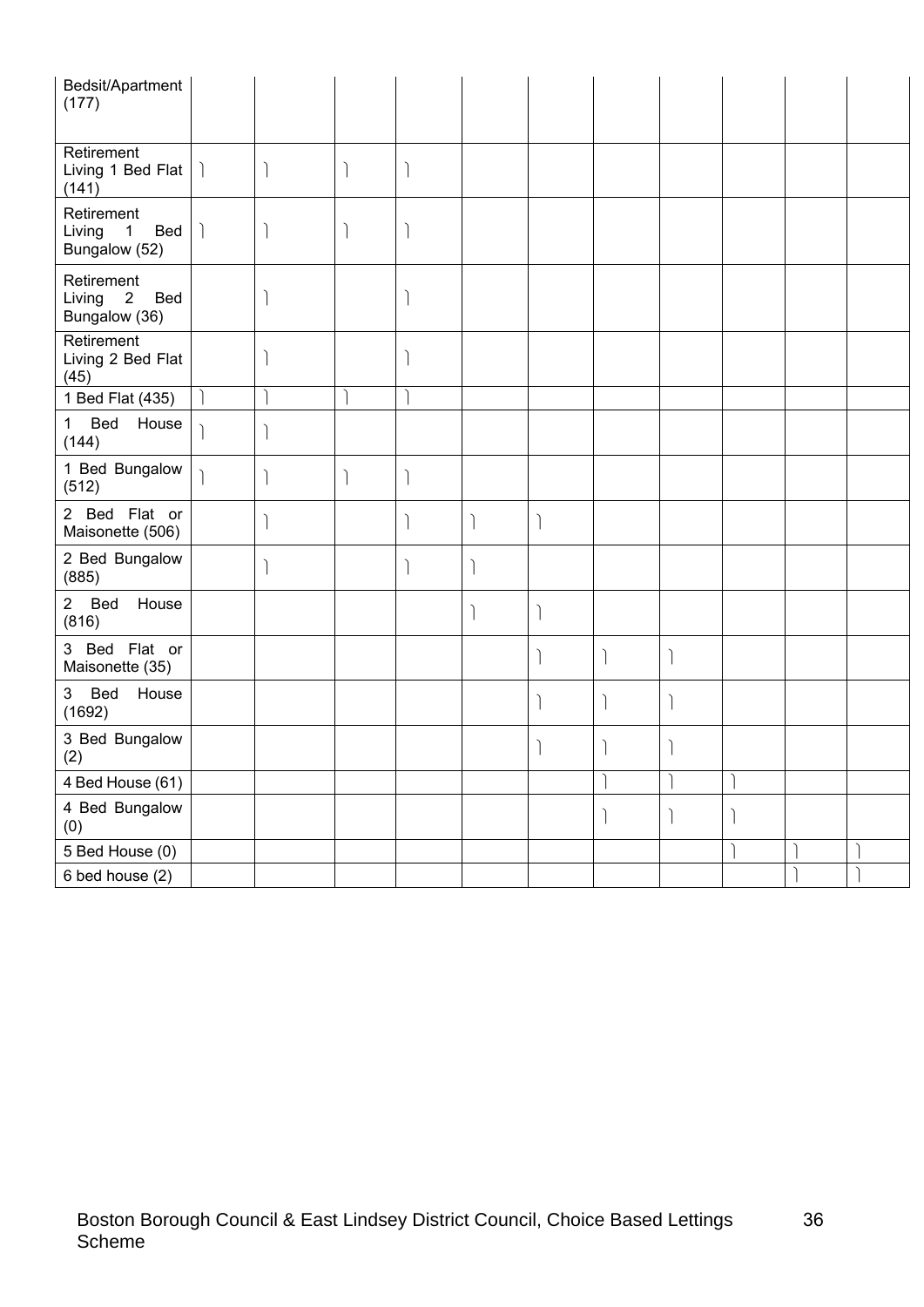| | | | | | | | | | | | |
|---|---|---|---|---|---|---|---|---|---|---|---|
| Bedsit/Apartment (177) | | | | | | | | | | | |
| Retirement Living 1 Bed Flat (141) | ✓ | ✓ | ✓ | ✓ | | | | | | | |
| Retirement Living 1 Bed Bungalow (52) | ✓ | ✓ | ✓ | ✓ | | | | | | | |
| Retirement Living 2 Bed Bungalow (36) | | ✓ | | ✓ | | | | | | | |
| Retirement Living 2 Bed Flat (45) | | ✓ | | ✓ | | | | | | | |
| 1 Bed Flat (435) | ✓ | ✓ | ✓ | ✓ | | | | | | | |
| 1 Bed House (144) | ✓ | ✓ | | | | | | | | | |
| 1 Bed Bungalow (512) | ✓ | ✓ | ✓ | ✓ | | | | | | | |
| 2 Bed Flat or Maisonette (506) | | ✓ | | ✓ | ✓ | ✓ | | | | | |
| 2 Bed Bungalow (885) | | ✓ | | ✓ | ✓ | | | | | | |
| 2 Bed House (816) | | | | | ✓ | ✓ | | | | | |
| 3 Bed Flat or Maisonette (35) | | | | | | ✓ | ✓ | ✓ | | | |
| 3 Bed House (1692) | | | | | | ✓ | ✓ | ✓ | | | |
| 3 Bed Bungalow (2) | | | | | | ✓ | ✓ | ✓ | | | |
| 4 Bed House (61) | | | | | | | ✓ | ✓ | ✓ | | |
| 4 Bed Bungalow (0) | | | | | | | ✓ | ✓ | ✓ | | |
| 5 Bed House (0) | | | | | | | | | ✓ | ✓ | ✓ |
| 6 bed house (2) | | | | | | | | | | ✓ | ✓ |